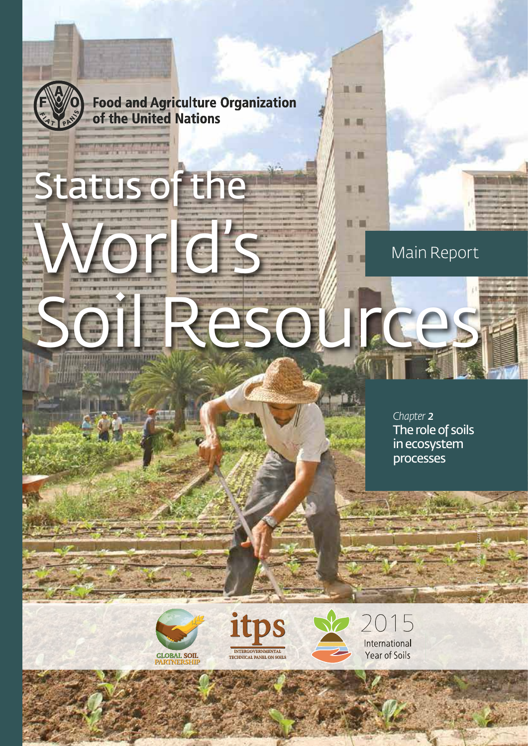Food and Agriculture Organization of the United Nations

# Status of the World's Soil Resources

Main Report

*Chapter* **2**

**The role of soils in ecosystem processes**

GLOBAL SOIL PARTNERSHIP

itps INTERGOVERNMENTAL TECHNICAL PANEL ON SOILS

2015 International Year of Soils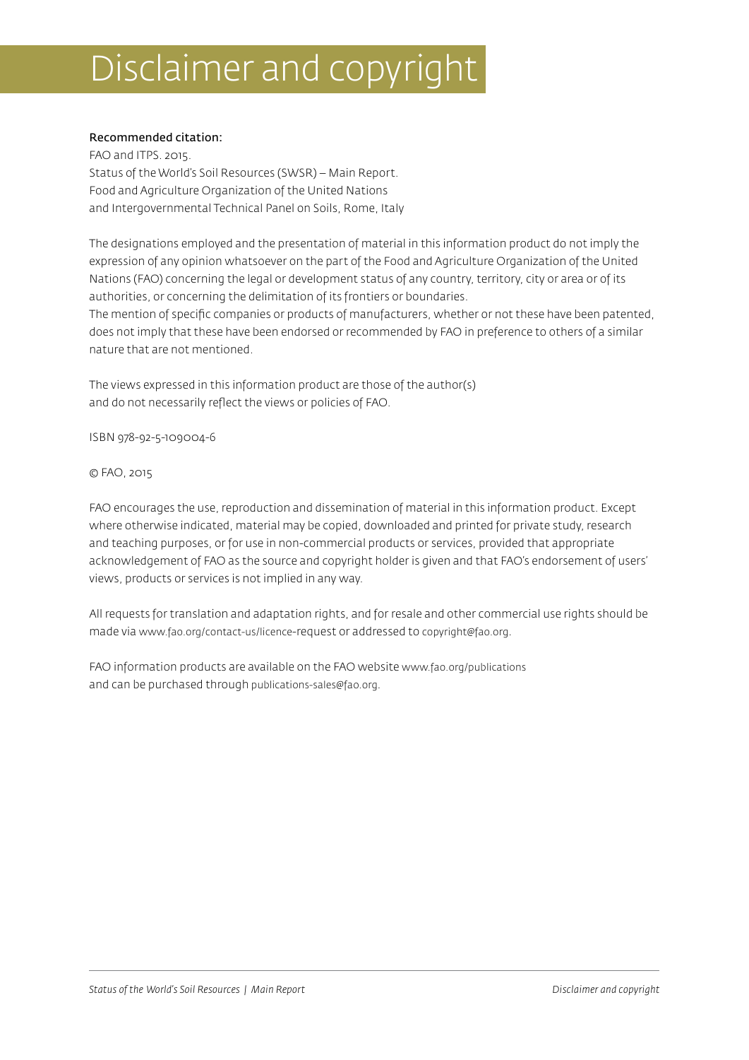# Disclaimer and copyright

**Recommended citation:**

FAO and ITPS. 2015.
Status of the World's Soil Resources (SWSR) – Main Report.
Food and Agriculture Organization of the United Nations
and Intergovernmental Technical Panel on Soils, Rome, Italy

The designations employed and the presentation of material in this information product do not imply the expression of any opinion whatsoever on the part of the Food and Agriculture Organization of the United Nations (FAO) concerning the legal or development status of any country, territory, city or area or of its authorities, or concerning the delimitation of its frontiers or boundaries.
The mention of specific companies or products of manufacturers, whether or not these have been patented, does not imply that these have been endorsed or recommended by FAO in preference to others of a similar nature that are not mentioned.

The views expressed in this information product are those of the author(s) and do not necessarily reflect the views or policies of FAO.

ISBN 978-92-5-109004-6

© FAO, 2015

FAO encourages the use, reproduction and dissemination of material in this information product. Except where otherwise indicated, material may be copied, downloaded and printed for private study, research and teaching purposes, or for use in non-commercial products or services, provided that appropriate acknowledgement of FAO as the source and copyright holder is given and that FAO's endorsement of users' views, products or services is not implied in any way.

All requests for translation and adaptation rights, and for resale and other commercial use rights should be made via www.fao.org/contact-us/licence-request or addressed to copyright@fao.org.

FAO information products are available on the FAO website www.fao.org/publications and can be purchased through publications-sales@fao.org.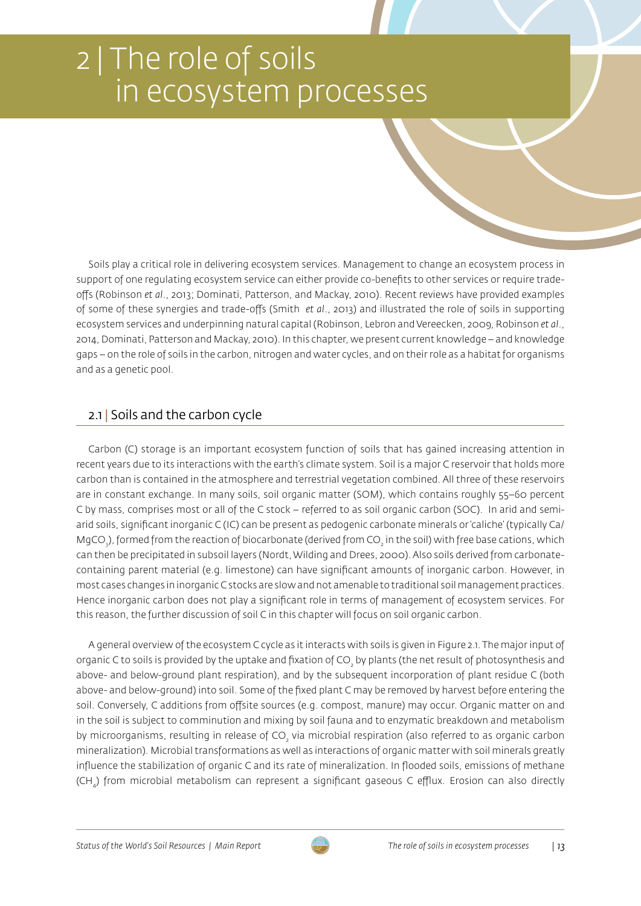# 2 | The role of soils in ecosystem processes

Soils play a critical role in delivering ecosystem services. Management to change an ecosystem process in support of one regulating ecosystem service can either provide co-benefits to other services or require trade-offs (Robinson *et al*., 2013; Dominati, Patterson, and Mackay, 2010). Recent reviews have provided examples of some of these synergies and trade-offs (Smith *et al*., 2013) and illustrated the role of soils in supporting ecosystem services and underpinning natural capital (Robinson, Lebron and Vereecken, 2009, Robinson *et al*., 2014, Dominati, Patterson and Mackay, 2010). In this chapter, we present current knowledge – and knowledge gaps – on the role of soils in the carbon, nitrogen and water cycles, and on their role as a habitat for organisms and as a genetic pool.

## 2.1 | Soils and the carbon cycle

Carbon (C) storage is an important ecosystem function of soils that has gained increasing attention in recent years due to its interactions with the earth's climate system. Soil is a major C reservoir that holds more carbon than is contained in the atmosphere and terrestrial vegetation combined. All three of these reservoirs are in constant exchange. In many soils, soil organic matter (SOM), which contains roughly 55–60 percent C by mass, comprises most or all of the C stock – referred to as soil organic carbon (SOC). In arid and semi-arid soils, significant inorganic C (IC) can be present as pedogenic carbonate minerals or 'caliche' (typically Ca/$MgCO_3$), formed from the reaction of biocarbonate (derived from $CO_2$ in the soil) with free base cations, which can then be precipitated in subsoil layers (Nordt, Wilding and Drees, 2000). Also soils derived from carbonate-containing parent material (e.g. limestone) can have significant amounts of inorganic carbon. However, in most cases changes in inorganic C stocks are slow and not amenable to traditional soil management practices. Hence inorganic carbon does not play a significant role in terms of management of ecosystem services. For this reason, the further discussion of soil C in this chapter will focus on soil organic carbon.

A general overview of the ecosystem C cycle as it interacts with soils is given in Figure 2.1. The major input of organic C to soils is provided by the uptake and fixation of $CO_2$ by plants (the net result of photosynthesis and above- and below-ground plant respiration), and by the subsequent incorporation of plant residue C (both above- and below-ground) into soil. Some of the fixed plant C may be removed by harvest before entering the soil. Conversely, C additions from offsite sources (e.g. compost, manure) may occur. Organic matter on and in the soil is subject to comminution and mixing by soil fauna and to enzymatic breakdown and metabolism by microorganisms, resulting in release of $CO_2$ via microbial respiration (also referred to as organic carbon mineralization). Microbial transformations as well as interactions of organic matter with soil minerals greatly influence the stabilization of organic C and its rate of mineralization. In flooded soils, emissions of methane ($CH_4$) from microbial metabolism can represent a significant gaseous C efflux. Erosion can also directly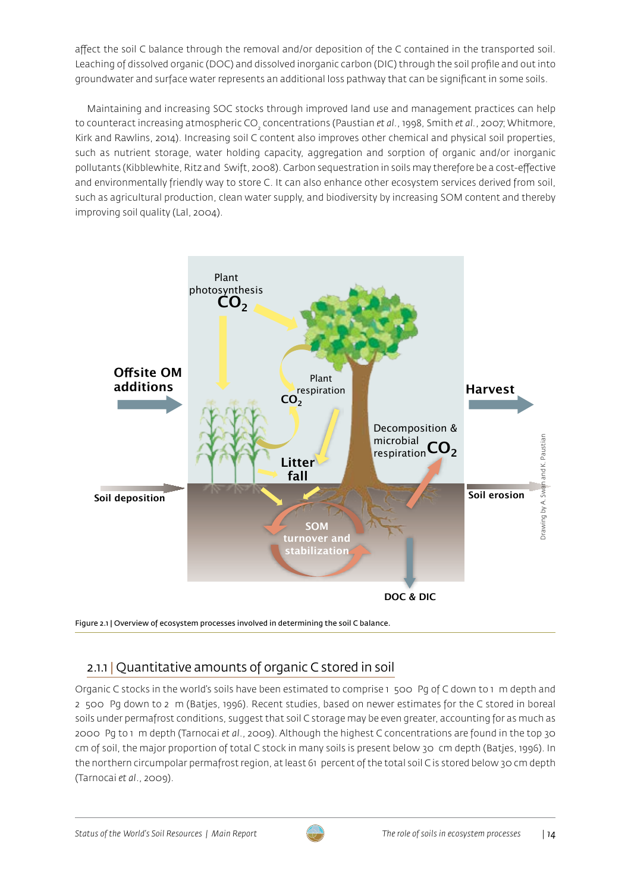affect the soil C balance through the removal and/or deposition of the C contained in the transported soil. Leaching of dissolved organic (DOC) and dissolved inorganic carbon (DIC) through the soil profile and out into groundwater and surface water represents an additional loss pathway that can be significant in some soils.

Maintaining and increasing SOC stocks through improved land use and management practices can help to counteract increasing atmospheric $CO_2$ concentrations (Paustian *et al.*, 1998, Smith *et al.*, 2007; Whitmore, Kirk and Rawlins, 2014). Increasing soil C content also improves other chemical and physical soil properties, such as nutrient storage, water holding capacity, aggregation and sorption of organic and/or inorganic pollutants (Kibblewhite, Ritz and Swift, 2008). Carbon sequestration in soils may therefore be a cost-effective and environmentally friendly way to store C. It can also enhance other ecosystem services derived from soil, such as agricultural production, clean water supply, and biodiversity by increasing SOM content and thereby improving soil quality (Lal, 2004).

Figure 2.1 | Overview of ecosystem processes involved in determining the soil C balance.

## 2.1.1 | Quantitative amounts of organic C stored in soil

Organic C stocks in the world's soils have been estimated to comprise 1 500 Pg of C down to 1 m depth and 2 500 Pg down to 2 m (Batjes, 1996). Recent studies, based on newer estimates for the C stored in boreal soils under permafrost conditions, suggest that soil C storage may be even greater, accounting for as much as 2000 Pg to 1 m depth (Tarnocai *et al.*, 2009). Although the highest C concentrations are found in the top 30 cm of soil, the major proportion of total C stock in many soils is present below 30 cm depth (Batjes, 1996). In the northern circumpolar permafrost region, at least 61 percent of the total soil C is stored below 30 cm depth (Tarnocai *et al.*, 2009).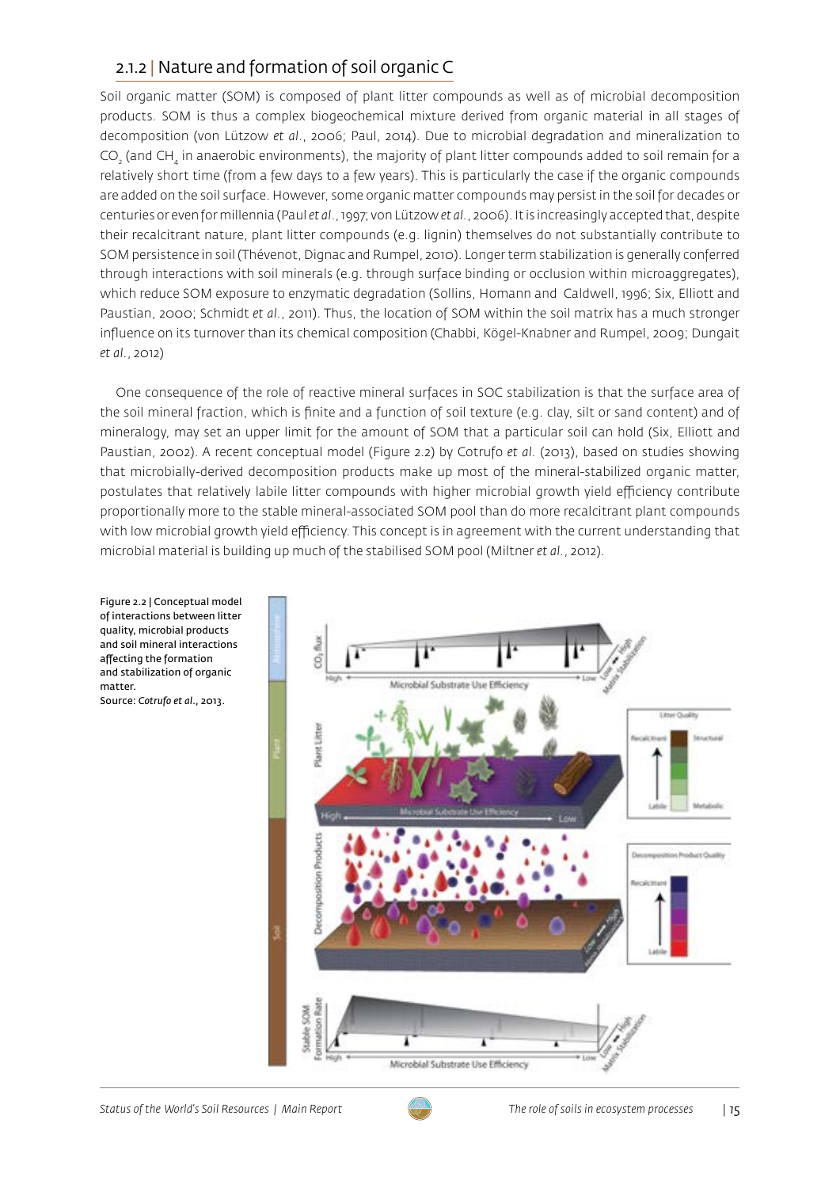### 2.1.2 | Nature and formation of soil organic C

Soil organic matter (SOM) is composed of plant litter compounds as well as of microbial decomposition products. SOM is thus a complex biogeochemical mixture derived from organic material in all stages of decomposition (von Lützow *et al.*, 2006; Paul, 2014). Due to microbial degradation and mineralization to $CO_2$ (and $CH_4$ in anaerobic environments), the majority of plant litter compounds added to soil remain for a relatively short time (from a few days to a few years). This is particularly the case if the organic compounds are added on the soil surface. However, some organic matter compounds may persist in the soil for decades or centuries or even for millennia (Paul *et al.*, 1997; von Lützow *et al.*, 2006). It is increasingly accepted that, despite their recalcitrant nature, plant litter compounds (e.g. lignin) themselves do not substantially contribute to SOM persistence in soil (Thévenot, Dignac and Rumpel, 2010). Longer term stabilization is generally conferred through interactions with soil minerals (e.g. through surface binding or occlusion within microaggregates), which reduce SOM exposure to enzymatic degradation (Sollins, Homann and Caldwell, 1996; Six, Elliott and Paustian, 2000; Schmidt *et al.*, 2011). Thus, the location of SOM within the soil matrix has a much stronger influence on its turnover than its chemical composition (Chabbi, Kögel-Knabner and Rumpel, 2009; Dungait *et al.*, 2012)

One consequence of the role of reactive mineral surfaces in SOC stabilization is that the surface area of the soil mineral fraction, which is finite and a function of soil texture (e.g. clay, silt or sand content) and of mineralogy, may set an upper limit for the amount of SOM that a particular soil can hold (Six, Elliott and Paustian, 2002). A recent conceptual model (Figure 2.2) by Cotrufo *et al.* (2013), based on studies showing that microbially-derived decomposition products make up most of the mineral-stabilized organic matter, postulates that relatively labile litter compounds with higher microbial growth yield efficiency contribute proportionally more to the stable mineral-associated SOM pool than do more recalcitrant plant compounds with low microbial growth yield efficiency. This concept is in agreement with the current understanding that microbial material is building up much of the stabilised SOM pool (Miltner *et al.*, 2012).

Figure 2.2 | Conceptual model of interactions between litter quality, microbial products and soil mineral interactions affecting the formation and stabilization of organic matter.
Source: *Cotrufo et al.*, 2013.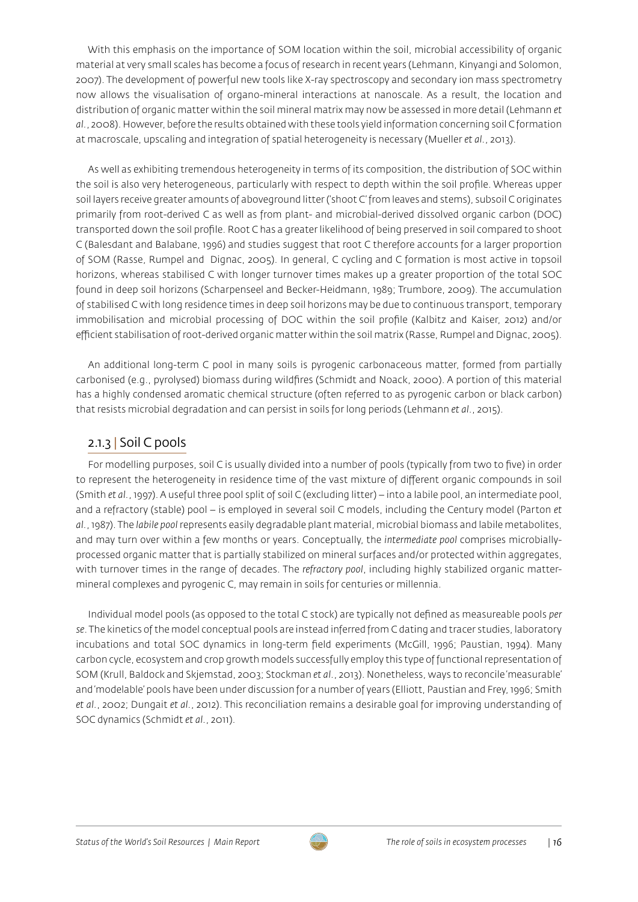With this emphasis on the importance of SOM location within the soil, microbial accessibility of organic material at very small scales has become a focus of research in recent years (Lehmann, Kinyangi and Solomon, 2007). The development of powerful new tools like X-ray spectroscopy and secondary ion mass spectrometry now allows the visualisation of organo-mineral interactions at nanoscale. As a result, the location and distribution of organic matter within the soil mineral matrix may now be assessed in more detail (Lehmann *et al.*, 2008). However, before the results obtained with these tools yield information concerning soil C formation at macroscale, upscaling and integration of spatial heterogeneity is necessary (Mueller *et al.*, 2013).

As well as exhibiting tremendous heterogeneity in terms of its composition, the distribution of SOC within the soil is also very heterogeneous, particularly with respect to depth within the soil profile. Whereas upper soil layers receive greater amounts of aboveground litter ('shoot C' from leaves and stems), subsoil C originates primarily from root-derived C as well as from plant- and microbial-derived dissolved organic carbon (DOC) transported down the soil profile. Root C has a greater likelihood of being preserved in soil compared to shoot C (Balesdant and Balabane, 1996) and studies suggest that root C therefore accounts for a larger proportion of SOM (Rasse, Rumpel and Dignac, 2005). In general, C cycling and C formation is most active in topsoil horizons, whereas stabilised C with longer turnover times makes up a greater proportion of the total SOC found in deep soil horizons (Scharpenseel and Becker-Heidmann, 1989; Trumbore, 2009). The accumulation of stabilised C with long residence times in deep soil horizons may be due to continuous transport, temporary immobilisation and microbial processing of DOC within the soil profile (Kalbitz and Kaiser, 2012) and/or efficient stabilisation of root-derived organic matter within the soil matrix (Rasse, Rumpel and Dignac, 2005).

An additional long-term C pool in many soils is pyrogenic carbonaceous matter, formed from partially carbonised (e.g., pyrolysed) biomass during wildfires (Schmidt and Noack, 2000). A portion of this material has a highly condensed aromatic chemical structure (often referred to as pyrogenic carbon or black carbon) that resists microbial degradation and can persist in soils for long periods (Lehmann *et al.*, 2015).

## 2.1.3 | Soil C pools

For modelling purposes, soil C is usually divided into a number of pools (typically from two to five) in order to represent the heterogeneity in residence time of the vast mixture of different organic compounds in soil (Smith *et al.*, 1997). A useful three pool split of soil C (excluding litter) – into a labile pool, an intermediate pool, and a refractory (stable) pool – is employed in several soil C models, including the Century model (Parton *et al.*, 1987). The *labile pool* represents easily degradable plant material, microbial biomass and labile metabolites, and may turn over within a few months or years. Conceptually, the *intermediate pool* comprises microbially-processed organic matter that is partially stabilized on mineral surfaces and/or protected within aggregates, with turnover times in the range of decades. The *refractory pool*, including highly stabilized organic matter-mineral complexes and pyrogenic C, may remain in soils for centuries or millennia.

Individual model pools (as opposed to the total C stock) are typically not defined as measureable pools *per se*. The kinetics of the model conceptual pools are instead inferred from C dating and tracer studies, laboratory incubations and total SOC dynamics in long-term field experiments (McGill, 1996; Paustian, 1994). Many carbon cycle, ecosystem and crop growth models successfully employ this type of functional representation of SOM (Krull, Baldock and Skjemstad, 2003; Stockman *et al.*, 2013). Nonetheless, ways to reconcile 'measurable' and 'modelable' pools have been under discussion for a number of years (Elliott, Paustian and Frey, 1996; Smith *et al.*, 2002; Dungait *et al.*, 2012). This reconciliation remains a desirable goal for improving understanding of SOC dynamics (Schmidt *et al.*, 2011).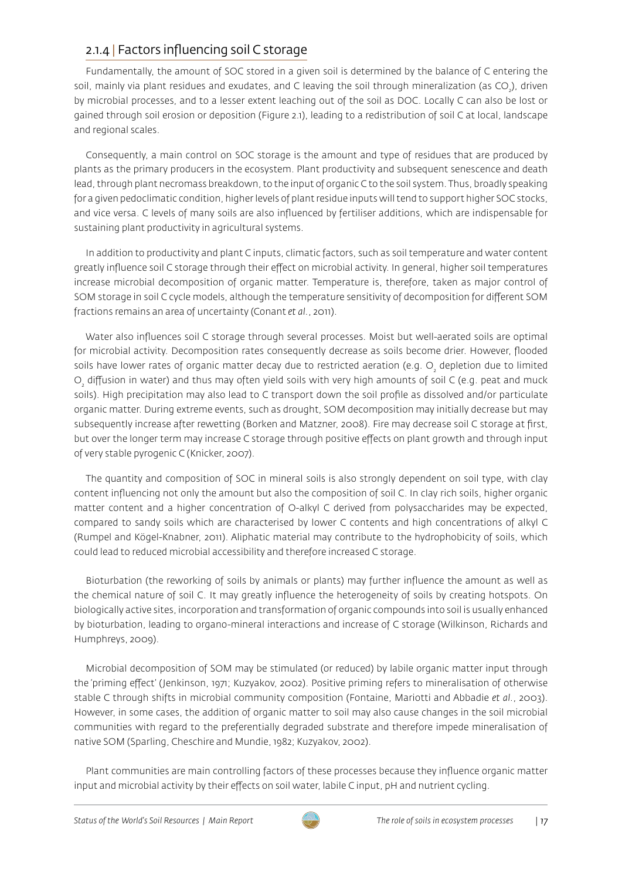### 2.1.4 | Factors influencing soil C storage

Fundamentally, the amount of SOC stored in a given soil is determined by the balance of C entering the soil, mainly via plant residues and exudates, and C leaving the soil through mineralization (as $CO_2$), driven by microbial processes, and to a lesser extent leaching out of the soil as DOC. Locally C can also be lost or gained through soil erosion or deposition (Figure 2.1), leading to a redistribution of soil C at local, landscape and regional scales.

Consequently, a main control on SOC storage is the amount and type of residues that are produced by plants as the primary producers in the ecosystem. Plant productivity and subsequent senescence and death lead, through plant necromass breakdown, to the input of organic C to the soil system. Thus, broadly speaking for a given pedoclimatic condition, higher levels of plant residue inputs will tend to support higher SOC stocks, and vice versa. C levels of many soils are also influenced by fertiliser additions, which are indispensable for sustaining plant productivity in agricultural systems.

In addition to productivity and plant C inputs, climatic factors, such as soil temperature and water content greatly influence soil C storage through their effect on microbial activity. In general, higher soil temperatures increase microbial decomposition of organic matter. Temperature is, therefore, taken as major control of SOM storage in soil C cycle models, although the temperature sensitivity of decomposition for different SOM fractions remains an area of uncertainty (Conant *et al.*, 2011).

Water also influences soil C storage through several processes. Moist but well-aerated soils are optimal for microbial activity. Decomposition rates consequently decrease as soils become drier. However, flooded soils have lower rates of organic matter decay due to restricted aeration (e.g. $O_2$ depletion due to limited $O_2$ diffusion in water) and thus may often yield soils with very high amounts of soil C (e.g. peat and muck soils). High precipitation may also lead to C transport down the soil profile as dissolved and/or particulate organic matter. During extreme events, such as drought, SOM decomposition may initially decrease but may subsequently increase after rewetting (Borken and Matzner, 2008). Fire may decrease soil C storage at first, but over the longer term may increase C storage through positive effects on plant growth and through input of very stable pyrogenic C (Knicker, 2007).

The quantity and composition of SOC in mineral soils is also strongly dependent on soil type, with clay content influencing not only the amount but also the composition of soil C. In clay rich soils, higher organic matter content and a higher concentration of O-alkyl C derived from polysaccharides may be expected, compared to sandy soils which are characterised by lower C contents and high concentrations of alkyl C (Rumpel and Kögel-Knabner, 2011). Aliphatic material may contribute to the hydrophobicity of soils, which could lead to reduced microbial accessibility and therefore increased C storage.

Bioturbation (the reworking of soils by animals or plants) may further influence the amount as well as the chemical nature of soil C. It may greatly influence the heterogeneity of soils by creating hotspots. On biologically active sites, incorporation and transformation of organic compounds into soil is usually enhanced by bioturbation, leading to organo-mineral interactions and increase of C storage (Wilkinson, Richards and Humphreys, 2009).

Microbial decomposition of SOM may be stimulated (or reduced) by labile organic matter input through the 'priming effect' (Jenkinson, 1971; Kuzyakov, 2002). Positive priming refers to mineralisation of otherwise stable C through shifts in microbial community composition (Fontaine, Mariotti and Abbadie *et al.*, 2003). However, in some cases, the addition of organic matter to soil may also cause changes in the soil microbial communities with regard to the preferentially degraded substrate and therefore impede mineralisation of native SOM (Sparling, Cheschire and Mundie, 1982; Kuzyakov, 2002).

Plant communities are main controlling factors of these processes because they influence organic matter input and microbial activity by their effects on soil water, labile C input, pH and nutrient cycling.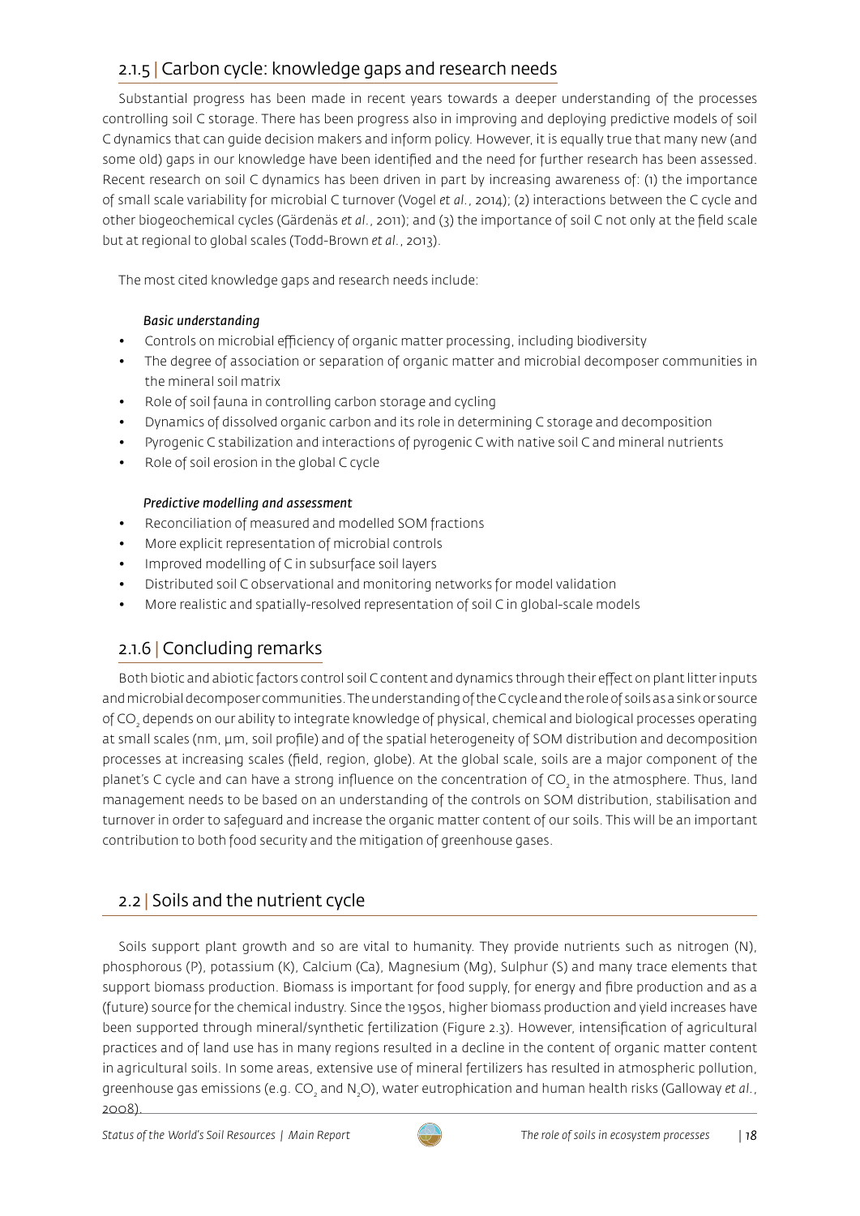## 2.1.5 | Carbon cycle: knowledge gaps and research needs

Substantial progress has been made in recent years towards a deeper understanding of the processes controlling soil C storage. There has been progress also in improving and deploying predictive models of soil C dynamics that can guide decision makers and inform policy. However, it is equally true that many new (and some old) gaps in our knowledge have been identified and the need for further research has been assessed. Recent research on soil C dynamics has been driven in part by increasing awareness of: (1) the importance of small scale variability for microbial C turnover (Vogel *et al.*, 2014); (2) interactions between the C cycle and other biogeochemical cycles (Gärdenäs *et al.*, 2011); and (3) the importance of soil C not only at the field scale but at regional to global scales (Todd-Brown *et al.*, 2013).

The most cited knowledge gaps and research needs include:

*Basic understanding*

- Controls on microbial efficiency of organic matter processing, including biodiversity
- The degree of association or separation of organic matter and microbial decomposer communities in the mineral soil matrix
- Role of soil fauna in controlling carbon storage and cycling
- Dynamics of dissolved organic carbon and its role in determining C storage and decomposition
- Pyrogenic C stabilization and interactions of pyrogenic C with native soil C and mineral nutrients
- Role of soil erosion in the global C cycle

*Predictive modelling and assessment*

- Reconciliation of measured and modelled SOM fractions
- More explicit representation of microbial controls
- Improved modelling of C in subsurface soil layers
- Distributed soil C observational and monitoring networks for model validation
- More realistic and spatially-resolved representation of soil C in global-scale models

## 2.1.6 | Concluding remarks

Both biotic and abiotic factors control soil C content and dynamics through their effect on plant litter inputs and microbial decomposer communities. The understanding of the C cycle and the role of soils as a sink or source of $CO_2$ depends on our ability to integrate knowledge of physical, chemical and biological processes operating at small scales (nm, µm, soil profile) and of the spatial heterogeneity of SOM distribution and decomposition processes at increasing scales (field, region, globe). At the global scale, soils are a major component of the planet's C cycle and can have a strong influence on the concentration of $CO_2$ in the atmosphere. Thus, land management needs to be based on an understanding of the controls on SOM distribution, stabilisation and turnover in order to safeguard and increase the organic matter content of our soils. This will be an important contribution to both food security and the mitigation of greenhouse gases.

# 2.2 | Soils and the nutrient cycle

Soils support plant growth and so are vital to humanity. They provide nutrients such as nitrogen (N), phosphorous (P), potassium (K), Calcium (Ca), Magnesium (Mg), Sulphur (S) and many trace elements that support biomass production. Biomass is important for food supply, for energy and fibre production and as a (future) source for the chemical industry. Since the 1950s, higher biomass production and yield increases have been supported through mineral/synthetic fertilization (Figure 2.3). However, intensification of agricultural practices and of land use has in many regions resulted in a decline in the content of organic matter content in agricultural soils. In some areas, extensive use of mineral fertilizers has resulted in atmospheric pollution, greenhouse gas emissions (e.g. $CO_2$ and $N_2O$), water eutrophication and human health risks (Galloway *et al.*, 2008).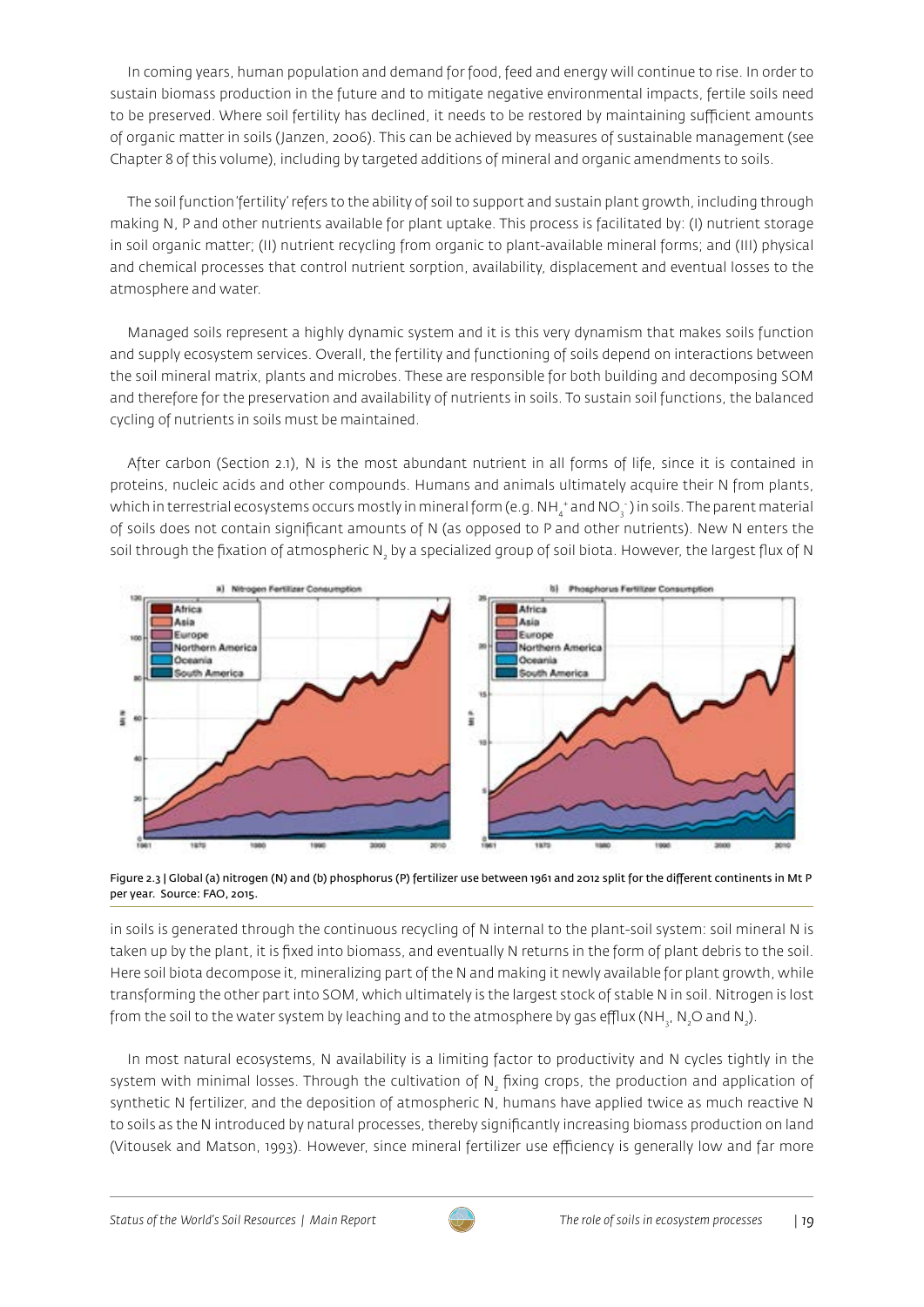In coming years, human population and demand for food, feed and energy will continue to rise. In order to sustain biomass production in the future and to mitigate negative environmental impacts, fertile soils need to be preserved. Where soil fertility has declined, it needs to be restored by maintaining sufficient amounts of organic matter in soils (Janzen, 2006). This can be achieved by measures of sustainable management (see Chapter 8 of this volume), including by targeted additions of mineral and organic amendments to soils.

The soil function 'fertility' refers to the ability of soil to support and sustain plant growth, including through making N, P and other nutrients available for plant uptake. This process is facilitated by: (I) nutrient storage in soil organic matter; (II) nutrient recycling from organic to plant-available mineral forms; and (III) physical and chemical processes that control nutrient sorption, availability, displacement and eventual losses to the atmosphere and water.

Managed soils represent a highly dynamic system and it is this very dynamism that makes soils function and supply ecosystem services. Overall, the fertility and functioning of soils depend on interactions between the soil mineral matrix, plants and microbes. These are responsible for both building and decomposing SOM and therefore for the preservation and availability of nutrients in soils. To sustain soil functions, the balanced cycling of nutrients in soils must be maintained.

After carbon (Section 2.1), N is the most abundant nutrient in all forms of life, since it is contained in proteins, nucleic acids and other compounds. Humans and animals ultimately acquire their N from plants, which in terrestrial ecosystems occurs mostly in mineral form (e.g. $NH_4^+$ and $NO_3^-$) in soils. The parent material of soils does not contain significant amounts of N (as opposed to P and other nutrients). New N enters the soil through the fixation of atmospheric $N_2$ by a specialized group of soil biota. However, the largest flux of N in soils is generated through the continuous recycling of N internal to the plant-soil system: soil mineral N is taken up by the plant, it is fixed into biomass, and eventually N returns in the form of plant debris to the soil. Here soil biota decompose it, mineralizing part of the N and making it newly available for plant growth, while transforming the other part into SOM, which ultimately is the largest stock of stable N in soil. Nitrogen is lost from the soil to the water system by leaching and to the atmosphere by gas efflux ($NH_3$, $N_2O$ and $N_2$).

Figure 2.3 | Global (a) nitrogen (N) and (b) phosphorus (P) fertilizer use between 1961 and 2012 split for the different continents in Mt P per year. Source: FAO, 2015.

In most natural ecosystems, N availability is a limiting factor to productivity and N cycles tightly in the system with minimal losses. Through the cultivation of $N_2$ fixing crops, the production and application of synthetic N fertilizer, and the deposition of atmospheric N, humans have applied twice as much reactive N to soils as the N introduced by natural processes, thereby significantly increasing biomass production on land (Vitousek and Matson, 1993). However, since mineral fertilizer use efficiency is generally low and far more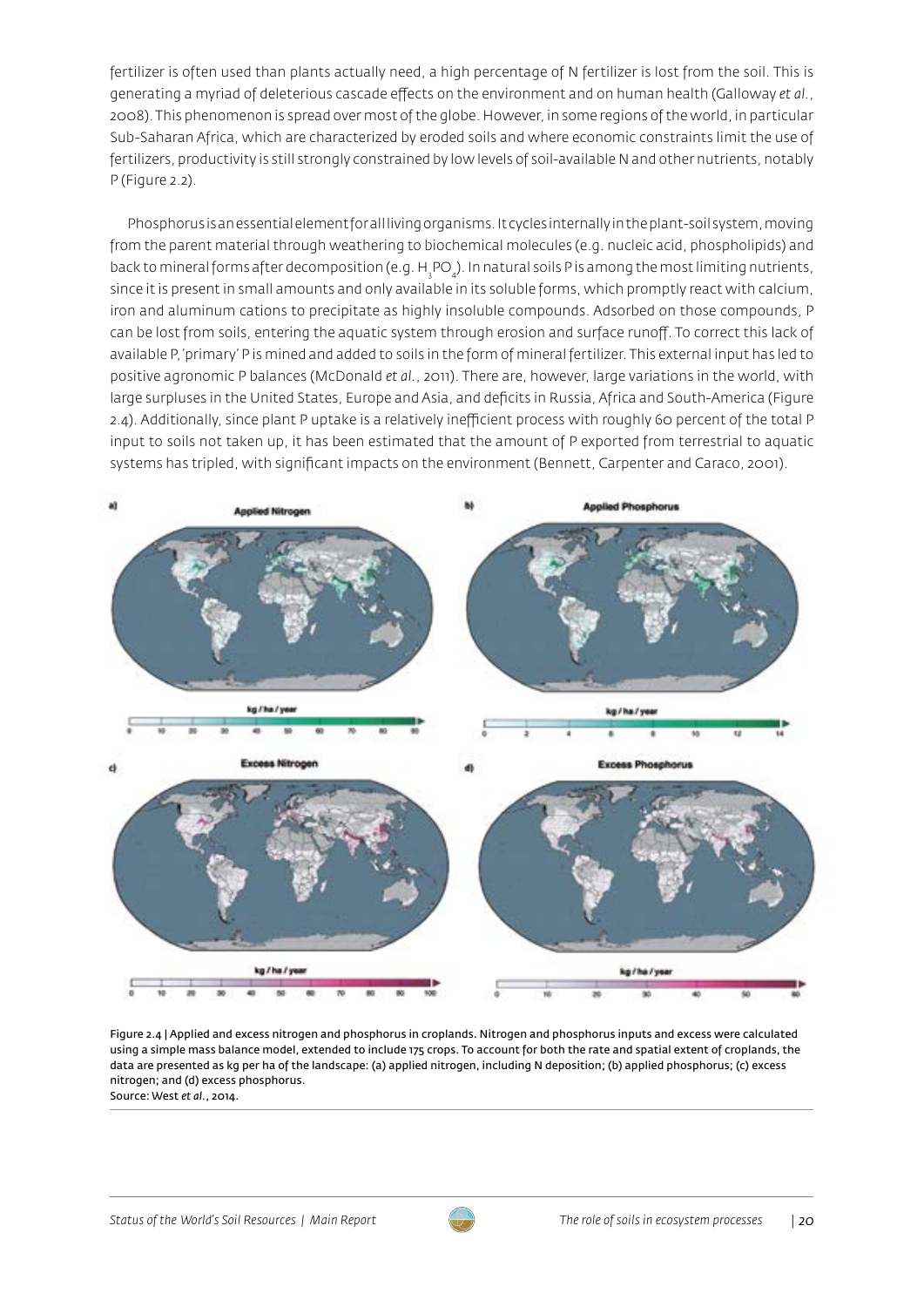fertilizer is often used than plants actually need, a high percentage of N fertilizer is lost from the soil. This is generating a myriad of deleterious cascade effects on the environment and on human health (Galloway *et al.*, 2008). This phenomenon is spread over most of the globe. However, in some regions of the world, in particular Sub-Saharan Africa, which are characterized by eroded soils and where economic constraints limit the use of fertilizers, productivity is still strongly constrained by low levels of soil-available N and other nutrients, notably P (Figure 2.2).

Phosphorus is an essential element for all living organisms. It cycles internally in the plant-soil system, moving from the parent material through weathering to biochemical molecules (e.g. nucleic acid, phospholipids) and back to mineral forms after decomposition (e.g. $H_3PO_4$). In natural soils P is among the most limiting nutrients, since it is present in small amounts and only available in its soluble forms, which promptly react with calcium, iron and aluminum cations to precipitate as highly insoluble compounds. Adsorbed on those compounds, P can be lost from soils, entering the aquatic system through erosion and surface runoff. To correct this lack of available P, 'primary' P is mined and added to soils in the form of mineral fertilizer. This external input has led to positive agronomic P balances (McDonald *et al.*, 2011). There are, however, large variations in the world, with large surpluses in the United States, Europe and Asia, and deficits in Russia, Africa and South-America (Figure 2.4). Additionally, since plant P uptake is a relatively inefficient process with roughly 60 percent of the total P input to soils not taken up, it has been estimated that the amount of P exported from terrestrial to aquatic systems has tripled, with significant impacts on the environment (Bennett, Carpenter and Caraco, 2001).

Figure 2.4 | Applied and excess nitrogen and phosphorus in croplands. Nitrogen and phosphorus inputs and excess were calculated using a simple mass balance model, extended to include 175 crops. To account for both the rate and spatial extent of croplands, the data are presented as kg per ha of the landscape: (a) applied nitrogen, including N deposition; (b) applied phosphorus; (c) excess nitrogen; and (d) excess phosphorus.
Source: West *et al.*, 2014.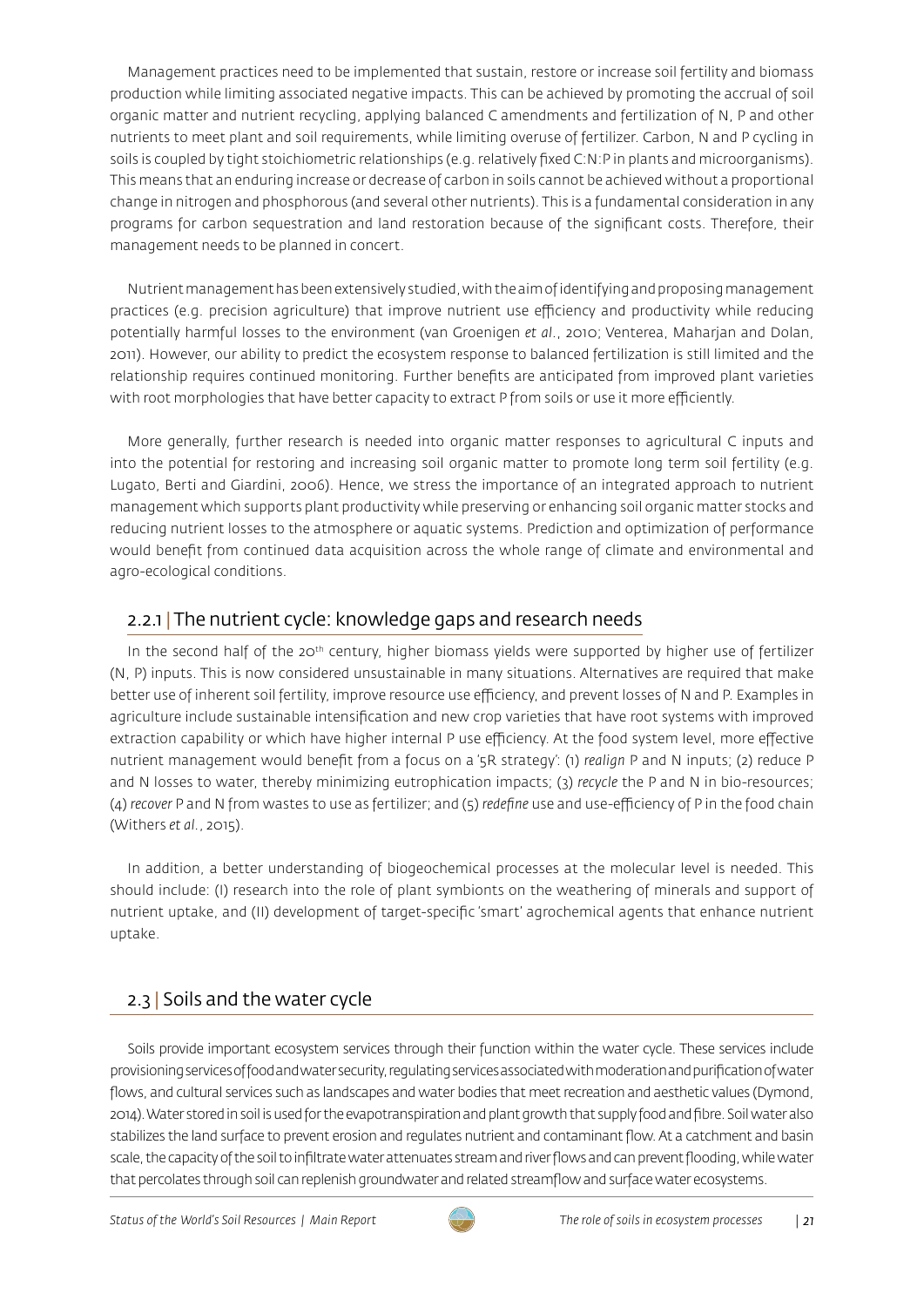Management practices need to be implemented that sustain, restore or increase soil fertility and biomass production while limiting associated negative impacts. This can be achieved by promoting the accrual of soil organic matter and nutrient recycling, applying balanced C amendments and fertilization of N, P and other nutrients to meet plant and soil requirements, while limiting overuse of fertilizer. Carbon, N and P cycling in soils is coupled by tight stoichiometric relationships (e.g. relatively fixed C:N:P in plants and microorganisms). This means that an enduring increase or decrease of carbon in soils cannot be achieved without a proportional change in nitrogen and phosphorous (and several other nutrients). This is a fundamental consideration in any programs for carbon sequestration and land restoration because of the significant costs. Therefore, their management needs to be planned in concert.

Nutrient management has been extensively studied, with the aim of identifying and proposing management practices (e.g. precision agriculture) that improve nutrient use efficiency and productivity while reducing potentially harmful losses to the environment (van Groenigen *et al.*, 2010; Venterea, Maharjan and Dolan, 2011). However, our ability to predict the ecosystem response to balanced fertilization is still limited and the relationship requires continued monitoring. Further benefits are anticipated from improved plant varieties with root morphologies that have better capacity to extract P from soils or use it more efficiently.

More generally, further research is needed into organic matter responses to agricultural C inputs and into the potential for restoring and increasing soil organic matter to promote long term soil fertility (e.g. Lugato, Berti and Giardini, 2006). Hence, we stress the importance of an integrated approach to nutrient management which supports plant productivity while preserving or enhancing soil organic matter stocks and reducing nutrient losses to the atmosphere or aquatic systems. Prediction and optimization of performance would benefit from continued data acquisition across the whole range of climate and environmental and agro-ecological conditions.

### 2.2.1 | The nutrient cycle: knowledge gaps and research needs

In the second half of the 20th century, higher biomass yields were supported by higher use of fertilizer (N, P) inputs. This is now considered unsustainable in many situations. Alternatives are required that make better use of inherent soil fertility, improve resource use efficiency, and prevent losses of N and P. Examples in agriculture include sustainable intensification and new crop varieties that have root systems with improved extraction capability or which have higher internal P use efficiency. At the food system level, more effective nutrient management would benefit from a focus on a '5R strategy': (1) *realign* P and N inputs; (2) reduce P and N losses to water, thereby minimizing eutrophication impacts; (3) *recycle* the P and N in bio-resources; (4) *recover* P and N from wastes to use as fertilizer; and (5) *redefine* use and use-efficiency of P in the food chain (Withers *et al.*, 2015).

In addition, a better understanding of biogeochemical processes at the molecular level is needed. This should include: (I) research into the role of plant symbionts on the weathering of minerals and support of nutrient uptake, and (II) development of target-specific 'smart' agrochemical agents that enhance nutrient uptake.

## 2.3 | Soils and the water cycle

Soils provide important ecosystem services through their function within the water cycle. These services include provisioning services of food and water security, regulating services associated with moderation and purification of water flows, and cultural services such as landscapes and water bodies that meet recreation and aesthetic values (Dymond, 2014). Water stored in soil is used for the evapotranspiration and plant growth that supply food and fibre. Soil water also stabilizes the land surface to prevent erosion and regulates nutrient and contaminant flow. At a catchment and basin scale, the capacity of the soil to infiltrate water attenuates stream and river flows and can prevent flooding, while water that percolates through soil can replenish groundwater and related streamflow and surface water ecosystems.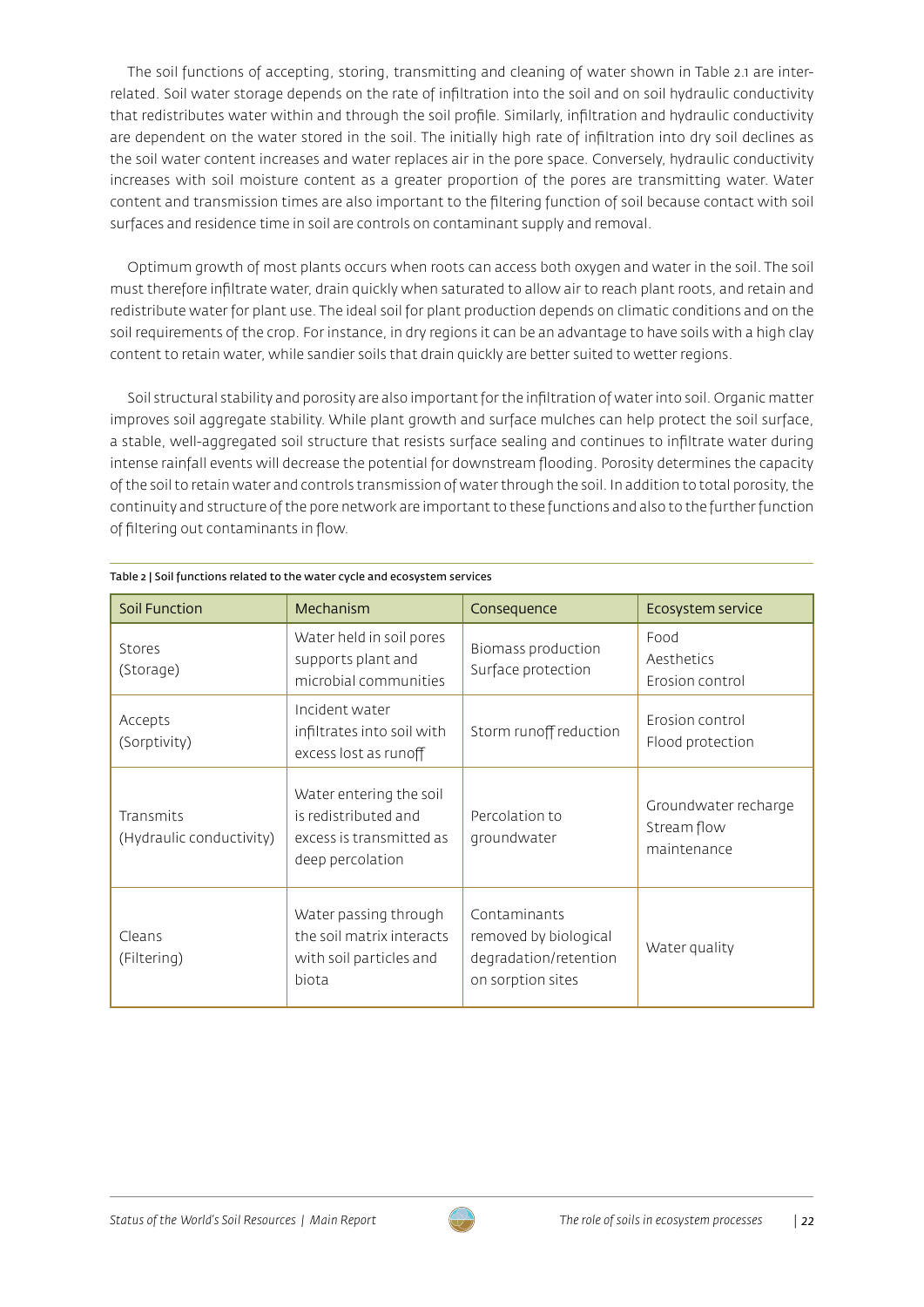The soil functions of accepting, storing, transmitting and cleaning of water shown in Table 2.1 are interrelated. Soil water storage depends on the rate of infiltration into the soil and on soil hydraulic conductivity that redistributes water within and through the soil profile. Similarly, infiltration and hydraulic conductivity are dependent on the water stored in the soil. The initially high rate of infiltration into dry soil declines as the soil water content increases and water replaces air in the pore space. Conversely, hydraulic conductivity increases with soil moisture content as a greater proportion of the pores are transmitting water. Water content and transmission times are also important to the filtering function of soil because contact with soil surfaces and residence time in soil are controls on contaminant supply and removal.

Optimum growth of most plants occurs when roots can access both oxygen and water in the soil. The soil must therefore infiltrate water, drain quickly when saturated to allow air to reach plant roots, and retain and redistribute water for plant use. The ideal soil for plant production depends on climatic conditions and on the soil requirements of the crop. For instance, in dry regions it can be an advantage to have soils with a high clay content to retain water, while sandier soils that drain quickly are better suited to wetter regions.

Soil structural stability and porosity are also important for the infiltration of water into soil. Organic matter improves soil aggregate stability. While plant growth and surface mulches can help protect the soil surface, a stable, well-aggregated soil structure that resists surface sealing and continues to infiltrate water during intense rainfall events will decrease the potential for downstream flooding. Porosity determines the capacity of the soil to retain water and controls transmission of water through the soil. In addition to total porosity, the continuity and structure of the pore network are important to these functions and also to the further function of filtering out contaminants in flow.

Table 2 | Soil functions related to the water cycle and ecosystem services

| Soil Function | Mechanism | Consequence | Ecosystem service |
|---|---|---|---|
| Stores (Storage) | Water held in soil pores supports plant and microbial communities | Biomass production Surface protection | Food Aesthetics Erosion control |
| Accepts (Sorptivity) | Incident water infiltrates into soil with excess lost as runoff | Storm runoff reduction | Erosion control Flood protection |
| Transmits (Hydraulic conductivity) | Water entering the soil is redistributed and excess is transmitted as deep percolation | Percolation to groundwater | Groundwater recharge Stream flow maintenance |
| Cleans (Filtering) | Water passing through the soil matrix interacts with soil particles and biota | Contaminants removed by biological degradation/retention on sorption sites | Water quality |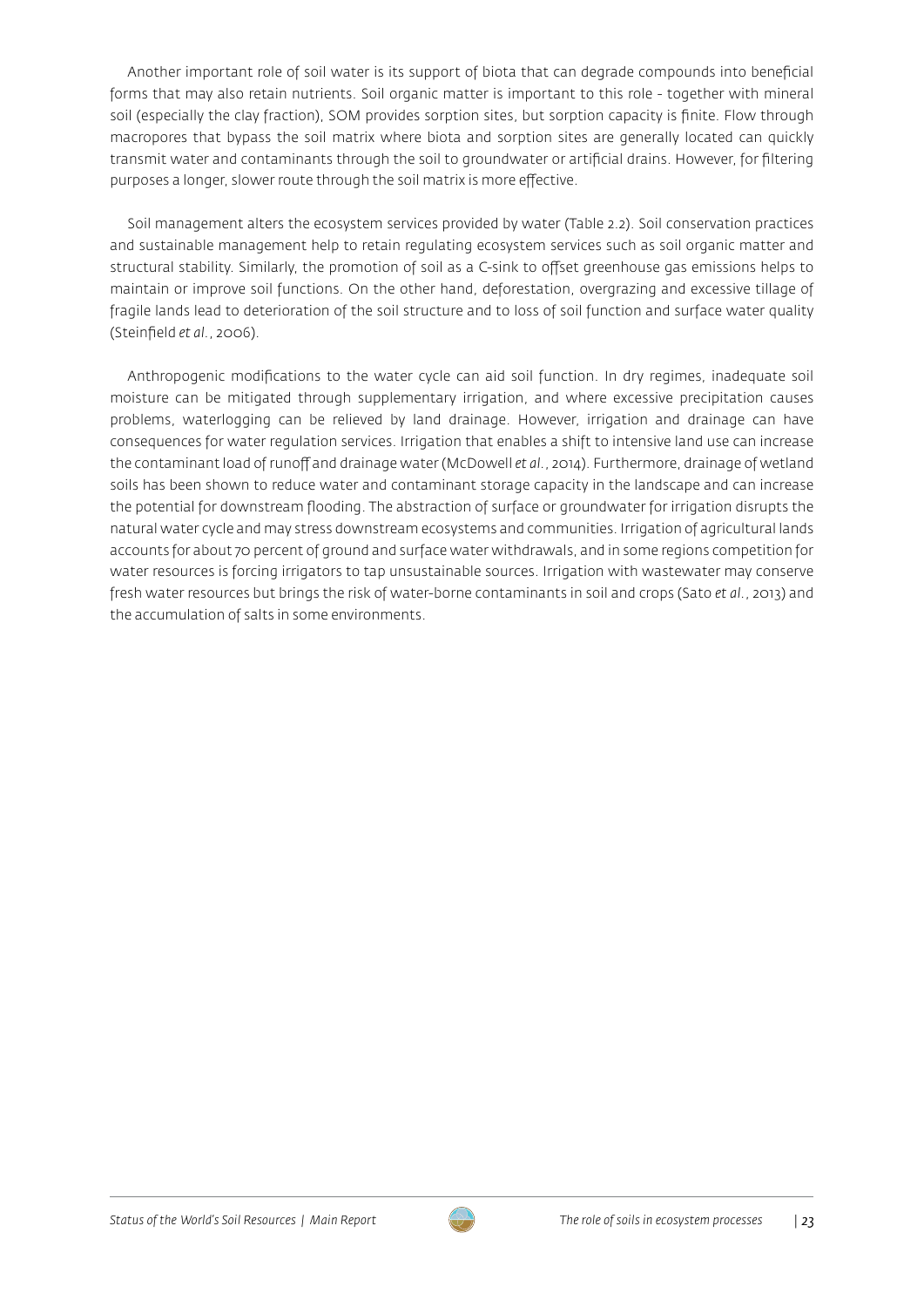Another important role of soil water is its support of biota that can degrade compounds into beneficial forms that may also retain nutrients. Soil organic matter is important to this role - together with mineral soil (especially the clay fraction), SOM provides sorption sites, but sorption capacity is finite. Flow through macropores that bypass the soil matrix where biota and sorption sites are generally located can quickly transmit water and contaminants through the soil to groundwater or artificial drains. However, for filtering purposes a longer, slower route through the soil matrix is more effective.

Soil management alters the ecosystem services provided by water (Table 2.2). Soil conservation practices and sustainable management help to retain regulating ecosystem services such as soil organic matter and structural stability. Similarly, the promotion of soil as a C-sink to offset greenhouse gas emissions helps to maintain or improve soil functions. On the other hand, deforestation, overgrazing and excessive tillage of fragile lands lead to deterioration of the soil structure and to loss of soil function and surface water quality (Steinfield *et al.*, 2006).

Anthropogenic modifications to the water cycle can aid soil function. In dry regimes, inadequate soil moisture can be mitigated through supplementary irrigation, and where excessive precipitation causes problems, waterlogging can be relieved by land drainage. However, irrigation and drainage can have consequences for water regulation services. Irrigation that enables a shift to intensive land use can increase the contaminant load of runoff and drainage water (McDowell *et al.*, 2014). Furthermore, drainage of wetland soils has been shown to reduce water and contaminant storage capacity in the landscape and can increase the potential for downstream flooding. The abstraction of surface or groundwater for irrigation disrupts the natural water cycle and may stress downstream ecosystems and communities. Irrigation of agricultural lands accounts for about 70 percent of ground and surface water withdrawals, and in some regions competition for water resources is forcing irrigators to tap unsustainable sources. Irrigation with wastewater may conserve fresh water resources but brings the risk of water-borne contaminants in soil and crops (Sato *et al.*, 2013) and the accumulation of salts in some environments.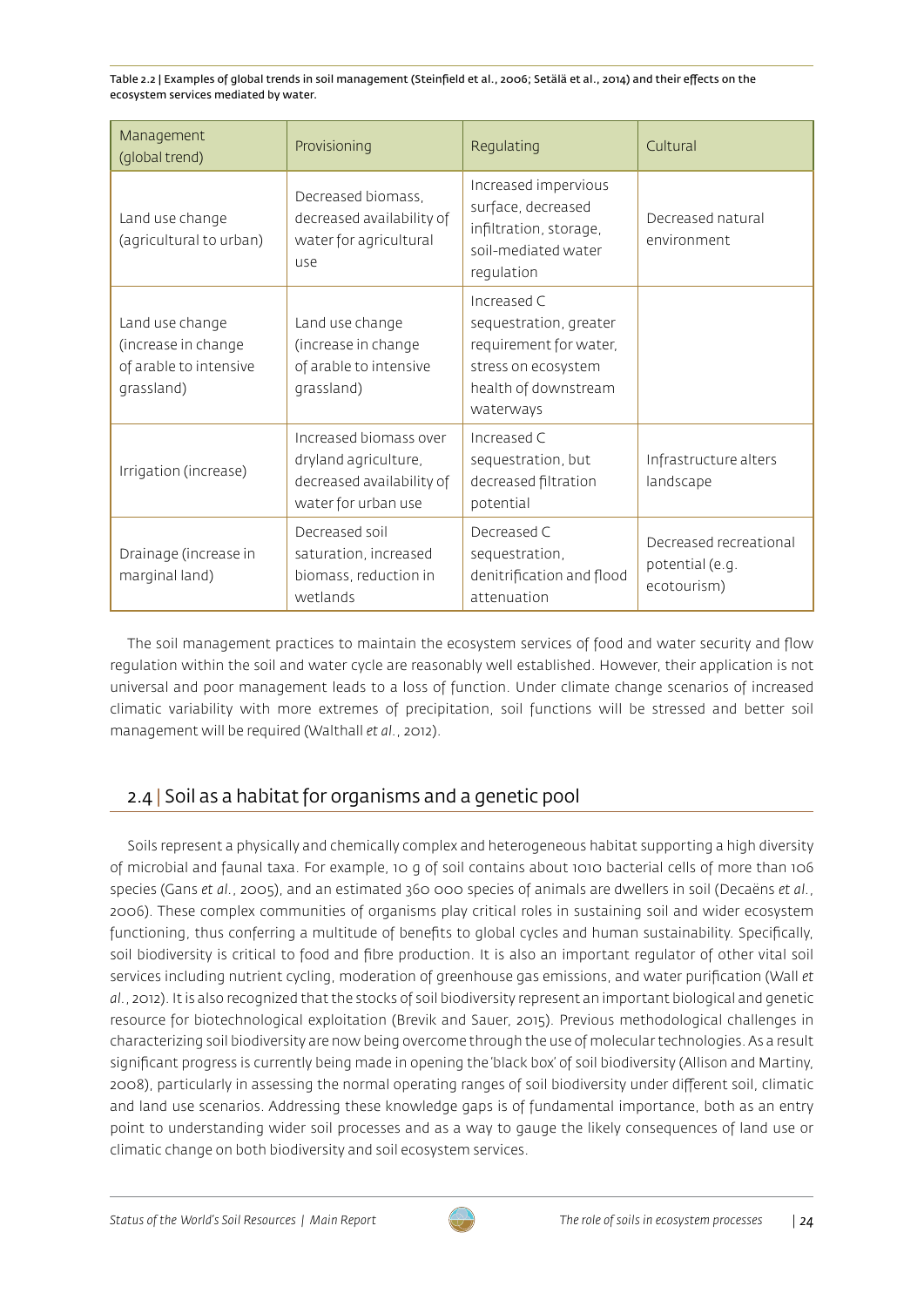Table 2.2 | Examples of global trends in soil management (Steinfield et al., 2006; Setälä et al., 2014) and their effects on the ecosystem services mediated by water.

| Management (global trend) | Provisioning | Regulating | Cultural |
|---|---|---|---|
| Land use change (agricultural to urban) | Decreased biomass, decreased availability of water for agricultural use | Increased impervious surface, decreased infiltration, storage, soil-mediated water regulation | Decreased natural environment |
| Land use change (increase in change of arable to intensive grassland) | Land use change (increase in change of arable to intensive grassland) | Increased C sequestration, greater requirement for water, stress on ecosystem health of downstream waterways | |
| Irrigation (increase) | Increased biomass over dryland agriculture, decreased availability of water for urban use | Increased C sequestration, but decreased filtration potential | Infrastructure alters landscape |
| Drainage (increase in marginal land) | Decreased soil saturation, increased biomass, reduction in wetlands | Decreased C sequestration, denitrification and flood attenuation | Decreased recreational potential (e.g. ecotourism) |

The soil management practices to maintain the ecosystem services of food and water security and flow regulation within the soil and water cycle are reasonably well established. However, their application is not universal and poor management leads to a loss of function. Under climate change scenarios of increased climatic variability with more extremes of precipitation, soil functions will be stressed and better soil management will be required (Walthall *et al.*, 2012).

## 2.4 | Soil as a habitat for organisms and a genetic pool

Soils represent a physically and chemically complex and heterogeneous habitat supporting a high diversity of microbial and faunal taxa. For example, 10 g of soil contains about $10^{10}$ bacterial cells of more than $10^6$ species (Gans *et al.*, 2005), and an estimated 360 000 species of animals are dwellers in soil (Decaëns *et al.*, 2006). These complex communities of organisms play critical roles in sustaining soil and wider ecosystem functioning, thus conferring a multitude of benefits to global cycles and human sustainability. Specifically, soil biodiversity is critical to food and fibre production. It is also an important regulator of other vital soil services including nutrient cycling, moderation of greenhouse gas emissions, and water purification (Wall *et al.*, 2012). It is also recognized that the stocks of soil biodiversity represent an important biological and genetic resource for biotechnological exploitation (Brevik and Sauer, 2015). Previous methodological challenges in characterizing soil biodiversity are now being overcome through the use of molecular technologies. As a result significant progress is currently being made in opening the 'black box' of soil biodiversity (Allison and Martiny, 2008), particularly in assessing the normal operating ranges of soil biodiversity under different soil, climatic and land use scenarios. Addressing these knowledge gaps is of fundamental importance, both as an entry point to understanding wider soil processes and as a way to gauge the likely consequences of land use or climatic change on both biodiversity and soil ecosystem services.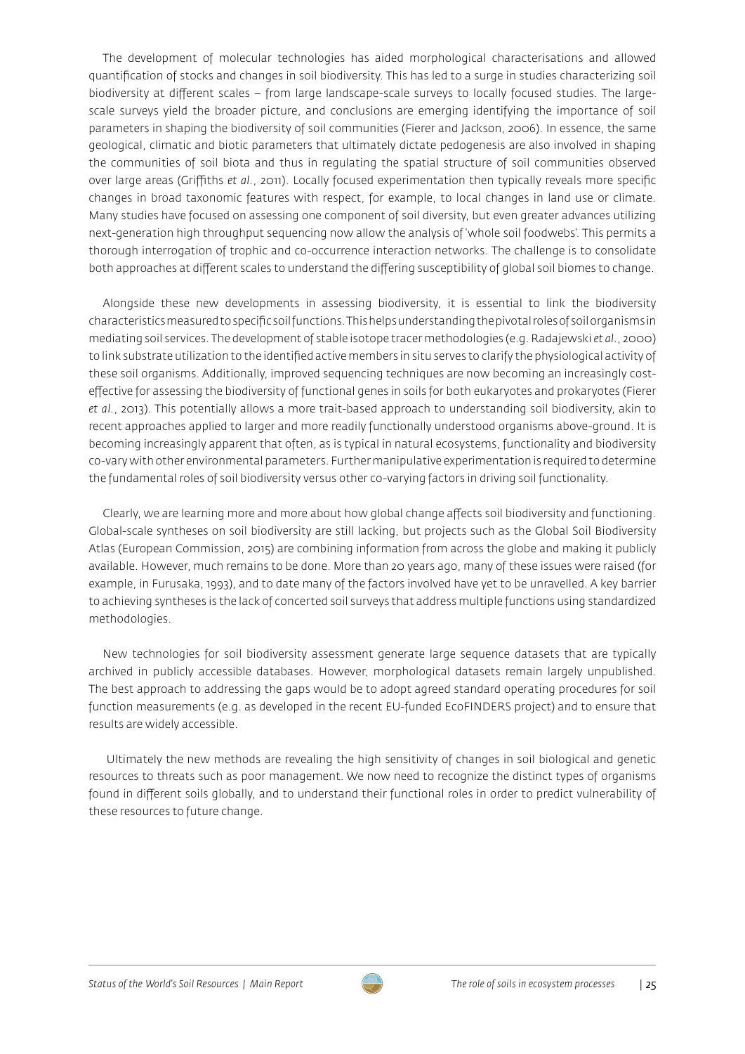The development of molecular technologies has aided morphological characterisations and allowed quantification of stocks and changes in soil biodiversity. This has led to a surge in studies characterizing soil biodiversity at different scales – from large landscape-scale surveys to locally focused studies. The large-scale surveys yield the broader picture, and conclusions are emerging identifying the importance of soil parameters in shaping the biodiversity of soil communities (Fierer and Jackson, 2006). In essence, the same geological, climatic and biotic parameters that ultimately dictate pedogenesis are also involved in shaping the communities of soil biota and thus in regulating the spatial structure of soil communities observed over large areas (Griffiths *et al.*, 2011). Locally focused experimentation then typically reveals more specific changes in broad taxonomic features with respect, for example, to local changes in land use or climate. Many studies have focused on assessing one component of soil diversity, but even greater advances utilizing next-generation high throughput sequencing now allow the analysis of 'whole soil foodwebs'. This permits a thorough interrogation of trophic and co-occurrence interaction networks. The challenge is to consolidate both approaches at different scales to understand the differing susceptibility of global soil biomes to change.

Alongside these new developments in assessing biodiversity, it is essential to link the biodiversity characteristics measured to specific soil functions. This helps understanding the pivotal roles of soil organisms in mediating soil services. The development of stable isotope tracer methodologies (e.g. Radajewski *et al.*, 2000) to link substrate utilization to the identified active members in situ serves to clarify the physiological activity of these soil organisms. Additionally, improved sequencing techniques are now becoming an increasingly cost-effective for assessing the biodiversity of functional genes in soils for both eukaryotes and prokaryotes (Fierer *et al.*, 2013). This potentially allows a more trait-based approach to understanding soil biodiversity, akin to recent approaches applied to larger and more readily functionally understood organisms above-ground. It is becoming increasingly apparent that often, as is typical in natural ecosystems, functionality and biodiversity co-vary with other environmental parameters. Further manipulative experimentation is required to determine the fundamental roles of soil biodiversity versus other co-varying factors in driving soil functionality.

Clearly, we are learning more and more about how global change affects soil biodiversity and functioning. Global-scale syntheses on soil biodiversity are still lacking, but projects such as the Global Soil Biodiversity Atlas (European Commission, 2015) are combining information from across the globe and making it publicly available. However, much remains to be done. More than 20 years ago, many of these issues were raised (for example, in Furusaka, 1993), and to date many of the factors involved have yet to be unravelled. A key barrier to achieving syntheses is the lack of concerted soil surveys that address multiple functions using standardized methodologies.

New technologies for soil biodiversity assessment generate large sequence datasets that are typically archived in publicly accessible databases. However, morphological datasets remain largely unpublished. The best approach to addressing the gaps would be to adopt agreed standard operating procedures for soil function measurements (e.g. as developed in the recent EU-funded EcoFINDERS project) and to ensure that results are widely accessible.

Ultimately the new methods are revealing the high sensitivity of changes in soil biological and genetic resources to threats such as poor management. We now need to recognize the distinct types of organisms found in different soils globally, and to understand their functional roles in order to predict vulnerability of these resources to future change.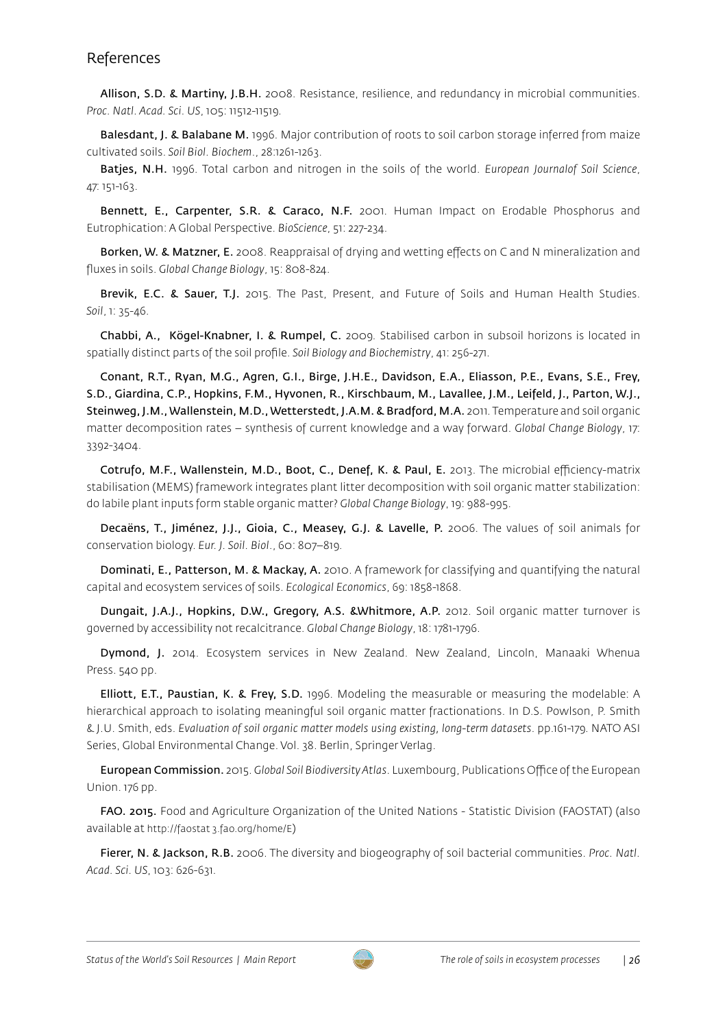## References

**Allison, S.D. & Martiny, J.B.H.** 2008. Resistance, resilience, and redundancy in microbial communities. *Proc. Natl. Acad. Sci. US*, 105: 11512-11519.

**Balesdant, J. & Balabane M.** 1996. Major contribution of roots to soil carbon storage inferred from maize cultivated soils. *Soil Biol. Biochem.*, 28:1261-1263.

**Batjes, N.H.** 1996. Total carbon and nitrogen in the soils of the world. *European Journalof Soil Science*, 47: 151-163.

**Bennett, E., Carpenter, S.R. & Caraco, N.F.** 2001. Human Impact on Erodable Phosphorus and Eutrophication: A Global Perspective. *BioScience*, 51: 227-234.

**Borken, W. & Matzner, E.** 2008. Reappraisal of drying and wetting effects on C and N mineralization and fluxes in soils. *Global Change Biology*, 15: 808-824.

**Brevik, E.C. & Sauer, T.J.** 2015. The Past, Present, and Future of Soils and Human Health Studies. *Soil*, 1: 35-46.

**Chabbi, A., Kögel-Knabner, I. & Rumpel, C.** 2009. Stabilised carbon in subsoil horizons is located in spatially distinct parts of the soil profile. *Soil Biology and Biochemistry*, 41: 256-271.

**Conant, R.T., Ryan, M.G., Agren, G.I., Birge, J.H.E., Davidson, E.A., Eliasson, P.E., Evans, S.E., Frey, S.D., Giardina, C.P., Hopkins, F.M., Hyvonen, R., Kirschbaum, M., Lavallee, J.M., Leifeld, J., Parton, W.J., Steinweg, J.M., Wallenstein, M.D., Wetterstedt, J.A.M. & Bradford, M.A.** 2011. Temperature and soil organic matter decomposition rates – synthesis of current knowledge and a way forward. *Global Change Biology*, 17: 3392-3404.

**Cotrufo, M.F., Wallenstein, M.D., Boot, C., Denef, K. & Paul, E.** 2013. The microbial efficiency-matrix stabilisation (MEMS) framework integrates plant litter decomposition with soil organic matter stabilization: do labile plant inputs form stable organic matter? *Global Change Biology*, 19: 988-995.

**Decaëns, T., Jiménez, J.J., Gioia, C., Measey, G.J. & Lavelle, P.** 2006. The values of soil animals for conservation biology. *Eur. J. Soil. Biol.*, 60: 807–819.

**Dominati, E., Patterson, M. & Mackay, A.** 2010. A framework for classifying and quantifying the natural capital and ecosystem services of soils. *Ecological Economics*, 69: 1858-1868.

**Dungait, J.A.J., Hopkins, D.W., Gregory, A.S. &Whitmore, A.P.** 2012. Soil organic matter turnover is governed by accessibility not recalcitrance. *Global Change Biology*, 18: 1781-1796.

**Dymond, J.** 2014. Ecosystem services in New Zealand. New Zealand, Lincoln, Manaaki Whenua Press. 540 pp.

**Elliott, E.T., Paustian, K. & Frey, S.D.** 1996. Modeling the measurable or measuring the modelable: A hierarchical approach to isolating meaningful soil organic matter fractionations. In D.S. Powlson, P. Smith & J.U. Smith, eds. *Evaluation of soil organic matter models using existing, long-term datasets*. pp.161-179. NATO ASI Series, Global Environmental Change. Vol. 38. Berlin, Springer Verlag.

**European Commission.** 2015. *Global Soil Biodiversity Atlas*. Luxembourg, Publications Office of the European Union. 176 pp.

**FAO. 2015.** Food and Agriculture Organization of the United Nations - Statistic Division (FAOSTAT) (also available at http://faostat 3.fao.org/home/E)

**Fierer, N. & Jackson, R.B.** 2006. The diversity and biogeography of soil bacterial communities. *Proc. Natl. Acad. Sci. US*, 103: 626-631.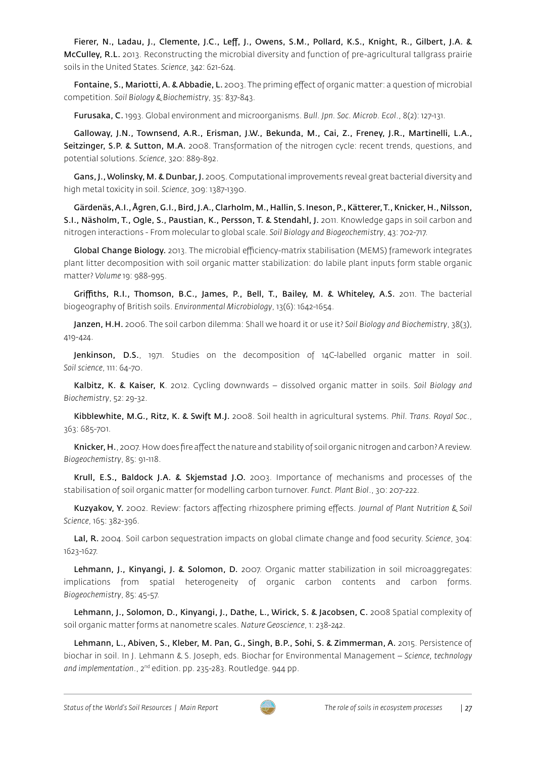**Fierer, N., Ladau, J., Clemente, J.C., Leff, J., Owens, S.M., Pollard, K.S., Knight, R., Gilbert, J.A. & McCulley, R.L.** 2013. Reconstructing the microbial diversity and function of pre-agricultural tallgrass prairie soils in the United States. *Science*, 342: 621-624.

**Fontaine, S., Mariotti, A. & Abbadie, L.** 2003. The priming effect of organic matter: a question of microbial competition. *Soil Biology & Biochemistry*, 35: 837-843.

**Furusaka, C.** 1993. Global environment and microorganisms. *Bull. Jpn. Soc. Microb. Ecol.*, 8(2): 127-131.

**Galloway, J.N., Townsend, A.R., Erisman, J.W., Bekunda, M., Cai, Z., Freney, J.R., Martinelli, L.A., Seitzinger, S.P. & Sutton, M.A.** 2008. Transformation of the nitrogen cycle: recent trends, questions, and potential solutions. *Science*, 320: 889-892.

**Gans, J., Wolinsky, M. & Dunbar, J.** 2005. Computational improvements reveal great bacterial diversity and high metal toxicity in soil. *Science*, 309: 1387-1390.

**Gärdenäs, A.I., Ågren, G.I., Bird, J.A., Clarholm, M., Hallin, S. Ineson, P., Kätterer, T., Knicker, H., Nilsson, S.I., Näsholm, T., Ogle, S., Paustian, K., Persson, T. & Stendahl, J.** 2011. Knowledge gaps in soil carbon and nitrogen interactions - From molecular to global scale. *Soil Biology and Biogeochemistry*, 43: 702-717.

**Global Change Biology.** 2013. The microbial efficiency-matrix stabilisation (MEMS) framework integrates plant litter decomposition with soil organic matter stabilization: do labile plant inputs form stable organic matter? *Volume* 19: 988-995.

**Griffiths, R.I., Thomson, B.C., James, P., Bell, T., Bailey, M. & Whiteley, A.S.** 2011. The bacterial biogeography of British soils. *Environmental Microbiology*, 13(6): 1642-1654.

**Janzen, H.H.** 2006. The soil carbon dilemma: Shall we hoard it or use it? *Soil Biology and Biochemistry*, 38(3), 419-424.

**Jenkinson, D.S.**, 1971. Studies on the decomposition of 14C-labelled organic matter in soil. *Soil science*, 111: 64-70.

**Kalbitz, K. & Kaiser, K**. 2012. Cycling downwards – dissolved organic matter in soils. *Soil Biology and Biochemistry*, 52: 29-32.

**Kibblewhite, M.G., Ritz, K. & Swift M.J.** 2008. Soil health in agricultural systems. *Phil. Trans. Royal Soc.*, 363: 685-701.

**Knicker, H.**, 2007. How does fire affect the nature and stability of soil organic nitrogen and carbon? A review. *Biogeochemistry*, 85: 91-118.

**Krull, E.S., Baldock J.A. & Skjemstad J.O.** 2003. Importance of mechanisms and processes of the stabilisation of soil organic matter for modelling carbon turnover. *Funct. Plant Biol.*, 30: 207-222.

**Kuzyakov, Y.** 2002. Review: factors affecting rhizosphere priming effects. *Journal of Plant Nutrition & Soil Science*, 165: 382-396.

**Lal, R.** 2004. Soil carbon sequestration impacts on global climate change and food security. *Science*, 304: 1623-1627.

**Lehmann, J., Kinyangi, J. & Solomon, D.** 2007. Organic matter stabilization in soil microaggregates: implications from spatial heterogeneity of organic carbon contents and carbon forms. *Biogeochemistry*, 85: 45-57.

**Lehmann, J., Solomon, D., Kinyangi, J., Dathe, L., Wirick, S. & Jacobsen, C.** 2008 Spatial complexity of soil organic matter forms at nanometre scales. *Nature Geoscience*, 1: 238-242.

**Lehmann, L., Abiven, S., Kleber, M. Pan, G., Singh, B.P., Sohi, S. & Zimmerman, A.** 2015. Persistence of biochar in soil. In J. Lehmann & S. Joseph, eds. Biochar for Environmental Management – *Science, technology and implementation.*, 2nd edition. pp. 235-283. Routledge. 944 pp.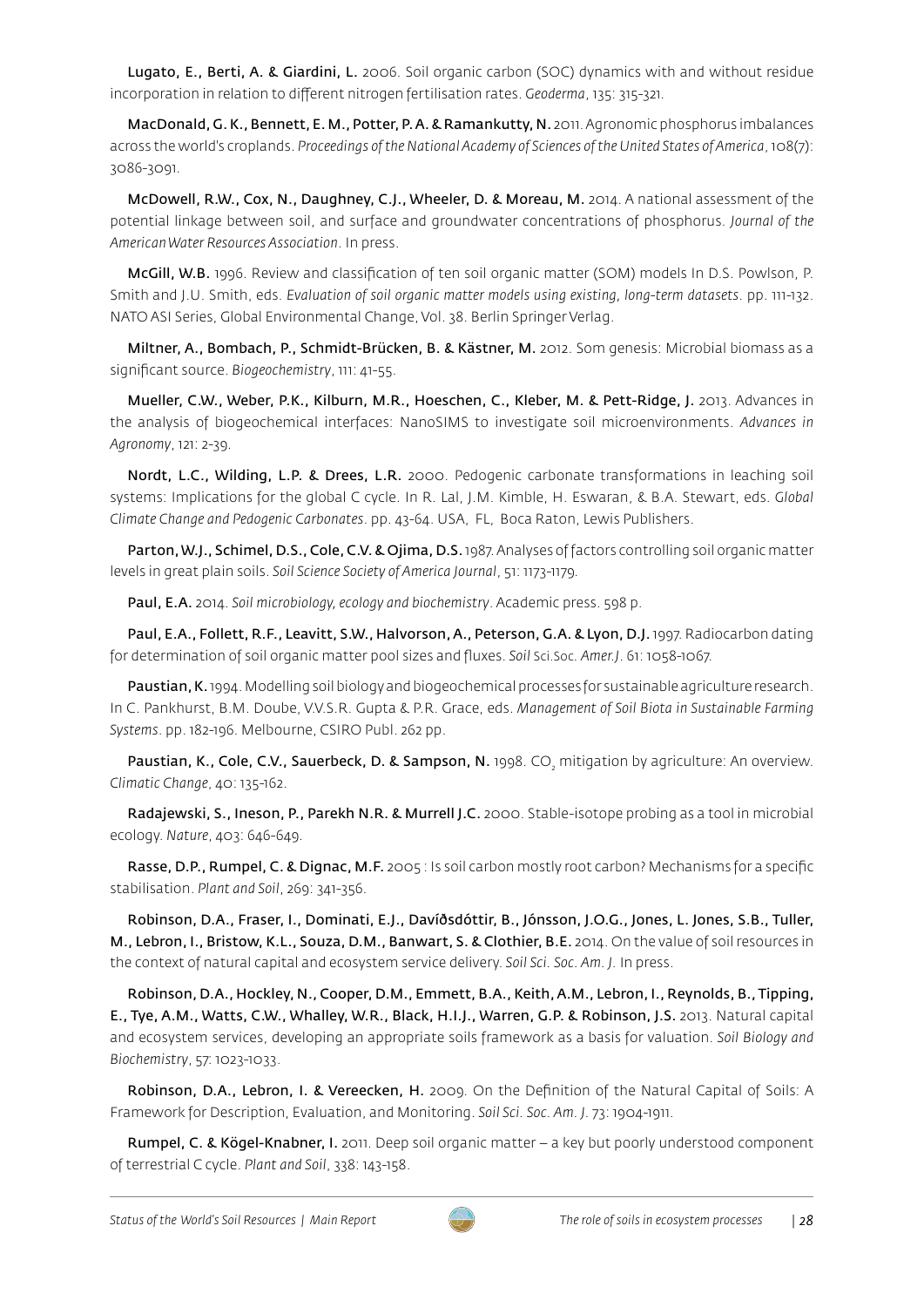**Lugato, E., Berti, A. & Giardini, L.** 2006. Soil organic carbon (SOC) dynamics with and without residue incorporation in relation to different nitrogen fertilisation rates. *Geoderma*, 135: 315-321.

**MacDonald, G. K., Bennett, E. M., Potter, P. A. & Ramankutty, N.** 2011. Agronomic phosphorus imbalances across the world's croplands. *Proceedings of the National Academy of Sciences of the United States of America*, 108(7): 3086-3091.

**McDowell, R.W., Cox, N., Daughney, C.J., Wheeler, D. & Moreau, M.** 2014. A national assessment of the potential linkage between soil, and surface and groundwater concentrations of phosphorus. *Journal of the American Water Resources Association*. In press.

**McGill, W.B.** 1996. Review and classification of ten soil organic matter (SOM) models In D.S. Powlson, P. Smith and J.U. Smith, eds. *Evaluation of soil organic matter models using existing, long-term datasets*. pp. 111-132. NATO ASI Series, Global Environmental Change, Vol. 38. Berlin Springer Verlag.

**Miltner, A., Bombach, P., Schmidt-Brücken, B. & Kästner, M.** 2012. Som genesis: Microbial biomass as a significant source. *Biogeochemistry*, 111: 41-55.

**Mueller, C.W., Weber, P.K., Kilburn, M.R., Hoeschen, C., Kleber, M. & Pett-Ridge, J.** 2013. Advances in the analysis of biogeochemical interfaces: NanoSIMS to investigate soil microenvironments. *Advances in Agronomy*, 121: 2-39.

**Nordt, L.C., Wilding, L.P. & Drees, L.R.** 2000. Pedogenic carbonate transformations in leaching soil systems: Implications for the global C cycle. In R. Lal, J.M. Kimble, H. Eswaran, & B.A. Stewart, eds. *Global Climate Change and Pedogenic Carbonates*. pp. 43-64. USA, FL, Boca Raton, Lewis Publishers.

**Parton, W.J., Schimel, D.S., Cole, C.V. & Ojima, D.S.** 1987. Analyses of factors controlling soil organic matter levels in great plain soils. *Soil Science Society of America Journal*, 51: 1173-1179.

**Paul, E.A.** 2014. *Soil microbiology, ecology and biochemistry*. Academic press. 598 p.

**Paul, E.A., Follett, R.F., Leavitt, S.W., Halvorson, A., Peterson, G.A. & Lyon, D.J.** 1997. Radiocarbon dating for determination of soil organic matter pool sizes and fluxes. *Soil* Sci.Soc. *Amer.J*. 61: 1058-1067.

**Paustian, K.** 1994. Modelling soil biology and biogeochemical processes for sustainable agriculture research. In C. Pankhurst, B.M. Doube, V.V.S.R. Gupta & P.R. Grace, eds. *Management of Soil Biota in Sustainable Farming Systems*. pp. 182-196. Melbourne, CSIRO Publ. 262 pp.

**Paustian, K., Cole, C.V., Sauerbeck, D. & Sampson, N.** 1998. $CO_2$ mitigation by agriculture: An overview. *Climatic Change*, 40: 135-162.

**Radajewski, S., Ineson, P., Parekh N.R. & Murrell J.C.** 2000. Stable-isotope probing as a tool in microbial ecology. *Nature*, 403: 646-649.

**Rasse, D.P., Rumpel, C. & Dignac, M.F.** 2005 : Is soil carbon mostly root carbon? Mechanisms for a specific stabilisation. *Plant and Soil*, 269: 341-356.

**Robinson, D.A., Fraser, I., Dominati, E.J., Davíðsdóttir, B., Jónsson, J.O.G., Jones, L. Jones, S.B., Tuller, M., Lebron, I., Bristow, K.L., Souza, D.M., Banwart, S. & Clothier, B.E.** 2014. On the value of soil resources in the context of natural capital and ecosystem service delivery. *Soil Sci. Soc. Am. J.* In press.

**Robinson, D.A., Hockley, N., Cooper, D.M., Emmett, B.A., Keith, A.M., Lebron, I., Reynolds, B., Tipping, E., Tye, A.M., Watts, C.W., Whalley, W.R., Black, H.I.J., Warren, G.P. & Robinson, J.S.** 2013. Natural capital and ecosystem services, developing an appropriate soils framework as a basis for valuation. *Soil Biology and Biochemistry*, 57: 1023-1033.

**Robinson, D.A., Lebron, I. & Vereecken, H.** 2009. On the Definition of the Natural Capital of Soils: A Framework for Description, Evaluation, and Monitoring. *Soil Sci. Soc. Am. J.* 73: 1904-1911.

**Rumpel, C. & Kögel-Knabner, I.** 2011. Deep soil organic matter – a key but poorly understood component of terrestrial C cycle. *Plant and Soil*, 338: 143-158.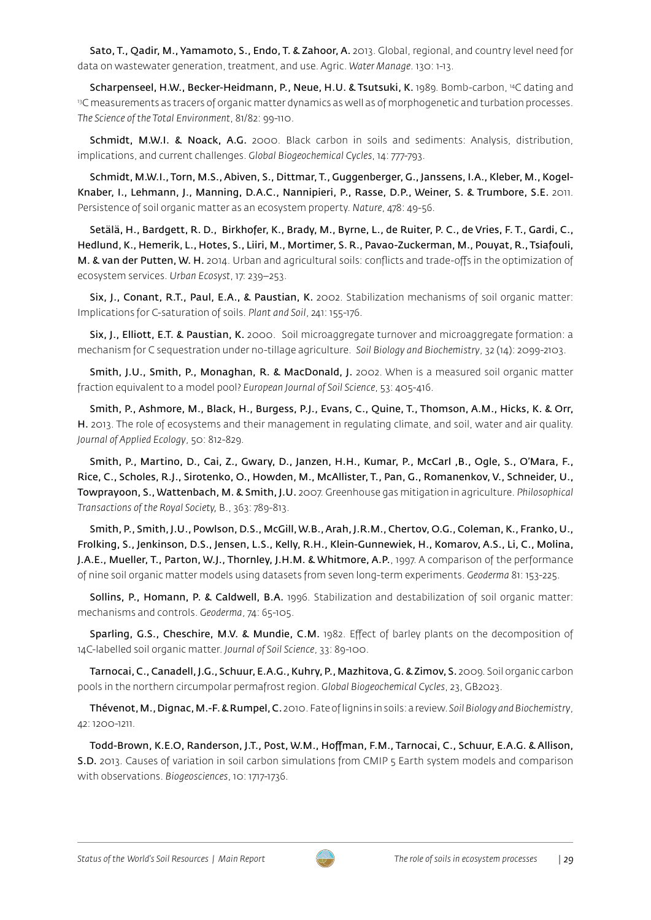**Sato, T., Qadir, M., Yamamoto, S., Endo, T. & Zahoor, A.** 2013. Global, regional, and country level need for data on wastewater generation, treatment, and use. Agric. *Water Manage*. 130: 1-13.

**Scharpenseel, H.W., Becker-Heidmann, P., Neue, H.U. & Tsutsuki, K.** 1989. Bomb-carbon, $^{14}C$ dating and $^{13}C$ measurements as tracers of organic matter dynamics as well as of morphogenetic and turbation processes. *The Science of the Total Environment*, 81/82: 99-110.

**Schmidt, M.W.I. & Noack, A.G.** 2000. Black carbon in soils and sediments: Analysis, distribution, implications, and current challenges. *Global Biogeochemical Cycles*, 14: 777-793.

**Schmidt, M.W.I., Torn, M.S., Abiven, S., Dittmar, T., Guggenberger, G., Janssens, I.A., Kleber, M., Kogel-Knaber, I., Lehmann, J., Manning, D.A.C., Nannipieri, P., Rasse, D.P., Weiner, S. & Trumbore, S.E.** 2011. Persistence of soil organic matter as an ecosystem property. *Nature*, 478: 49-56.

**Setälä, H., Bardgett, R. D., Birkhofer, K., Brady, M., Byrne, L., de Ruiter, P. C., de Vries, F. T., Gardi, C., Hedlund, K., Hemerik, L., Hotes, S., Liiri, M., Mortimer, S. R., Pavao-Zuckerman, M., Pouyat, R., Tsiafouli, M. & van der Putten, W. H.** 2014. Urban and agricultural soils: conflicts and trade-offs in the optimization of ecosystem services. *Urban Ecosyst*, 17: 239–253.

**Six, J., Conant, R.T., Paul, E.A., & Paustian, K.** 2002. Stabilization mechanisms of soil organic matter: Implications for C-saturation of soils. *Plant and Soil*, 241: 155-176.

**Six, J., Elliott, E.T. & Paustian, K.** 2000. Soil microaggregate turnover and microaggregate formation: a mechanism for C sequestration under no-tillage agriculture. *Soil Biology and Biochemistry*, 32 (14): 2099-2103.

**Smith, J.U., Smith, P., Monaghan, R. & MacDonald, J.** 2002. When is a measured soil organic matter fraction equivalent to a model pool? *European Journal of Soil Science*, 53: 405-416.

**Smith, P., Ashmore, M., Black, H., Burgess, P.J., Evans, C., Quine, T., Thomson, A.M., Hicks, K. & Orr, H.** 2013. The role of ecosystems and their management in regulating climate, and soil, water and air quality. *Journal of Applied Ecology*, 50: 812-829.

**Smith, P., Martino, D., Cai, Z., Gwary, D., Janzen, H.H., Kumar, P., McCarl ,B., Ogle, S., O'Mara, F., Rice, C., Scholes, R.J., Sirotenko, O., Howden, M., McAllister, T., Pan, G., Romanenkov, V., Schneider, U., Towprayoon, S., Wattenbach, M. & Smith, J.U.** 2007. Greenhouse gas mitigation in agriculture. *Philosophical Transactions of the Royal Society,* B., 363: 789-813.

**Smith, P., Smith, J.U., Powlson, D.S., McGill, W.B., Arah, J.R.M., Chertov, O.G., Coleman, K., Franko, U., Frolking, S., Jenkinson, D.S., Jensen, L.S., Kelly, R.H., Klein-Gunnewiek, H., Komarov, A.S., Li, C., Molina, J.A.E., Mueller, T., Parton, W.J., Thornley, J.H.M. & Whitmore, A.P.**, 1997. A comparison of the performance of nine soil organic matter models using datasets from seven long-term experiments. *Geoderma* 81: 153-225.

**Sollins, P., Homann, P. & Caldwell, B.A.** 1996. Stabilization and destabilization of soil organic matter: mechanisms and controls. *Geoderma*, 74: 65-105.

**Sparling, G.S., Cheschire, M.V. & Mundie, C.M.** 1982. Effect of barley plants on the decomposition of 14C-labelled soil organic matter. *Journal of Soil Science*, 33: 89-100.

**Tarnocai, C., Canadell, J.G., Schuur, E.A.G., Kuhry, P., Mazhitova, G. & Zimov, S.** 2009. Soil organic carbon pools in the northern circumpolar permafrost region. *Global Biogeochemical Cycles*, 23, GB2023.

**Thévenot, M., Dignac, M.-F. & Rumpel, C.** 2010. Fate of lignins in soils: a review. *Soil Biology and Biochemistry*, 42: 1200-1211.

**Todd-Brown, K.E.O, Randerson, J.T., Post, W.M., Hoffman, F.M., Tarnocai, C., Schuur, E.A.G. & Allison, S.D.** 2013. Causes of variation in soil carbon simulations from CMIP 5 Earth system models and comparison with observations. *Biogeosciences*, 10: 1717-1736.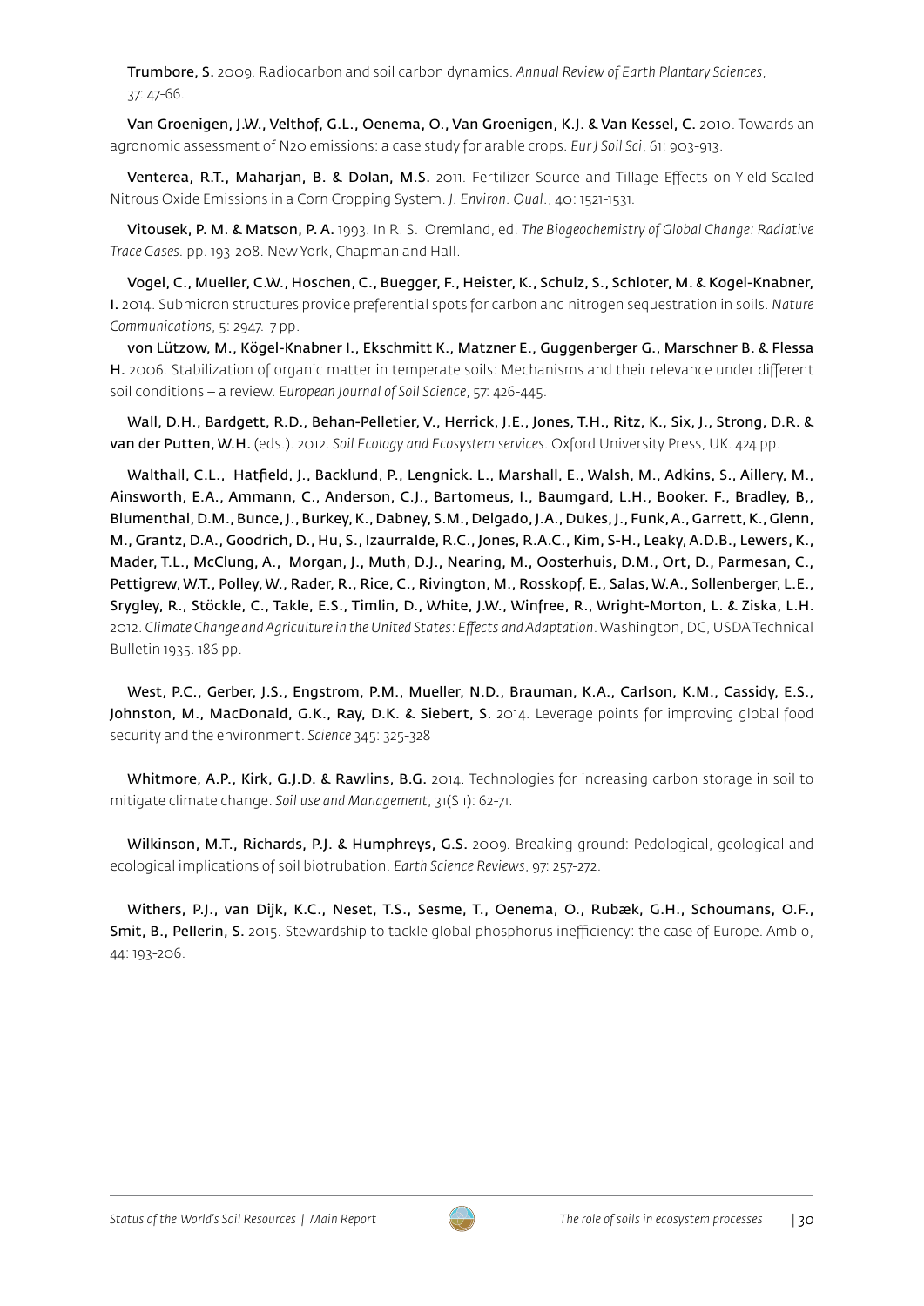**Trumbore, S.** 2009. Radiocarbon and soil carbon dynamics. *Annual Review of Earth Plantary Sciences*, 37: 47-66.

**Van Groenigen, J.W., Velthof, G.L., Oenema, O., Van Groenigen, K.J. & Van Kessel, C.** 2010. Towards an agronomic assessment of N2O emissions: a case study for arable crops. *Eur J Soil Sci*, 61: 903-913.

**Venterea, R.T., Maharjan, B. & Dolan, M.S.** 2011. Fertilizer Source and Tillage Effects on Yield-Scaled Nitrous Oxide Emissions in a Corn Cropping System. *J. Environ. Qual.*, 40: 1521-1531.

**Vitousek, P. M. & Matson, P. A.** 1993. In R. S. Oremland, ed. *The Biogeochemistry of Global Change: Radiative Trace Gases*. pp. 193-208. New York, Chapman and Hall.

**Vogel, C., Mueller, C.W., Hoschen, C., Buegger, F., Heister, K., Schulz, S., Schloter, M. & Kogel-Knabner, I.** 2014. Submicron structures provide preferential spots for carbon and nitrogen sequestration in soils. *Nature Communications*, 5: 2947. 7 pp.

**von Lützow, M., Kögel-Knabner I., Ekschmitt K., Matzner E., Guggenberger G., Marschner B. & Flessa H.** 2006. Stabilization of organic matter in temperate soils: Mechanisms and their relevance under different soil conditions – a review. *European Journal of Soil Science*, 57: 426-445.

**Wall, D.H., Bardgett, R.D., Behan-Pelletier, V., Herrick, J.E., Jones, T.H., Ritz, K., Six, J., Strong, D.R. & van der Putten, W.H.** (eds.). 2012. *Soil Ecology and Ecosystem services*. Oxford University Press, UK. 424 pp.

**Walthall, C.L., Hatfield, J., Backlund, P., Lengnick. L., Marshall, E., Walsh, M., Adkins, S., Aillery, M., Ainsworth, E.A., Ammann, C., Anderson, C.J., Bartomeus, I., Baumgard, L.H., Booker. F., Bradley, B,, Blumenthal, D.M., Bunce, J., Burkey, K., Dabney, S.M., Delgado, J.A., Dukes, J., Funk, A., Garrett, K., Glenn, M., Grantz, D.A., Goodrich, D., Hu, S., Izaurralde, R.C., Jones, R.A.C., Kim, S-H., Leaky, A.D.B., Lewers, K., Mader, T.L., McClung, A., Morgan, J., Muth, D.J., Nearing, M., Oosterhuis, D.M., Ort, D., Parmesan, C., Pettigrew, W.T., Polley, W., Rader, R., Rice, C., Rivington, M., Rosskopf, E., Salas, W.A., Sollenberger, L.E., Srygley, R., Stöckle, C., Takle, E.S., Timlin, D., White, J.W., Winfree, R., Wright-Morton, L. & Ziska, L.H.** 2012. *Climate Change and Agriculture in the United States: Effects and Adaptation*. Washington, DC, USDA Technical Bulletin 1935. 186 pp.

**West, P.C., Gerber, J.S., Engstrom, P.M., Mueller, N.D., Brauman, K.A., Carlson, K.M., Cassidy, E.S., Johnston, M., MacDonald, G.K., Ray, D.K. & Siebert, S.** 2014. Leverage points for improving global food security and the environment. *Science* 345: 325-328

**Whitmore, A.P., Kirk, G.J.D. & Rawlins, B.G.** 2014. Technologies for increasing carbon storage in soil to mitigate climate change. *Soil use and Management*, 31(S 1): 62-71.

**Wilkinson, M.T., Richards, P.J. & Humphreys, G.S.** 2009. Breaking ground: Pedological, geological and ecological implications of soil biotrubation. *Earth Science Reviews*, 97: 257-272.

**Withers, P.J., van Dijk, K.C., Neset, T.S., Sesme, T., Oenema, O., Rubæk, G.H., Schoumans, O.F., Smit, B., Pellerin, S.** 2015. Stewardship to tackle global phosphorus inefficiency: the case of Europe. Ambio, 44: 193-206.